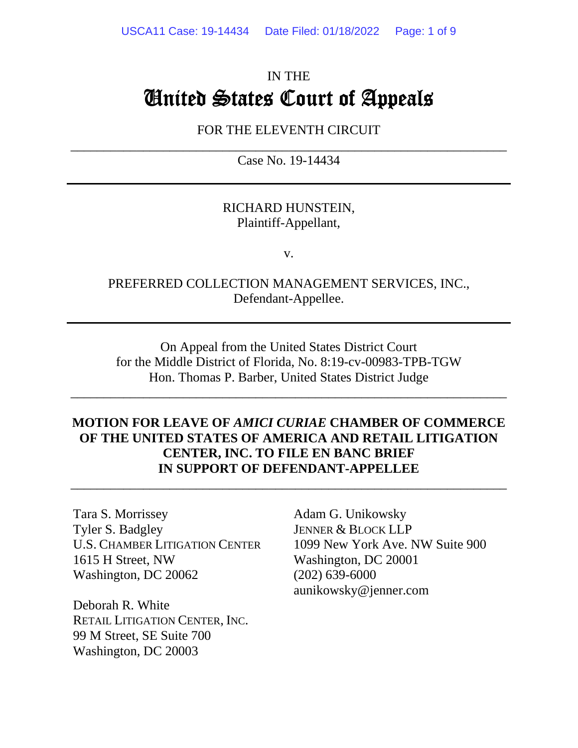IN THE

# United States Court of Appeals

FOR THE ELEVENTH CIRCUIT

Case No. 19-14434

---

RICHARD HUNSTEIN,
Plaintiff-Appellant,

v.

PREFERRED COLLECTION MANAGEMENT SERVICES, INC.,
Defendant-Appellee.

---

On Appeal from the United States District Court
for the Middle District of Florida, No. 8:19-cv-00983-TPB-TGW
Hon. Thomas P. Barber, United States District Judge

---

**MOTION FOR LEAVE OF *AMICI CURIAE* CHAMBER OF COMMERCE OF THE UNITED STATES OF AMERICA AND RETAIL LITIGATION CENTER, INC. TO FILE EN BANC BRIEF IN SUPPORT OF DEFENDANT-APPELLEE**

---

Tara S. Morrissey
Tyler S. Badgley
U.S. CHAMBER LITIGATION CENTER
1615 H Street, NW
Washington, DC 20062

Deborah R. White
RETAIL LITIGATION CENTER, INC.
99 M Street, SE Suite 700
Washington, DC 20003

Adam G. Unikowsky
JENNER & BLOCK LLP
1099 New York Ave. NW Suite 900
Washington, DC 20001
(202) 639-6000
aunikowsky@jenner.com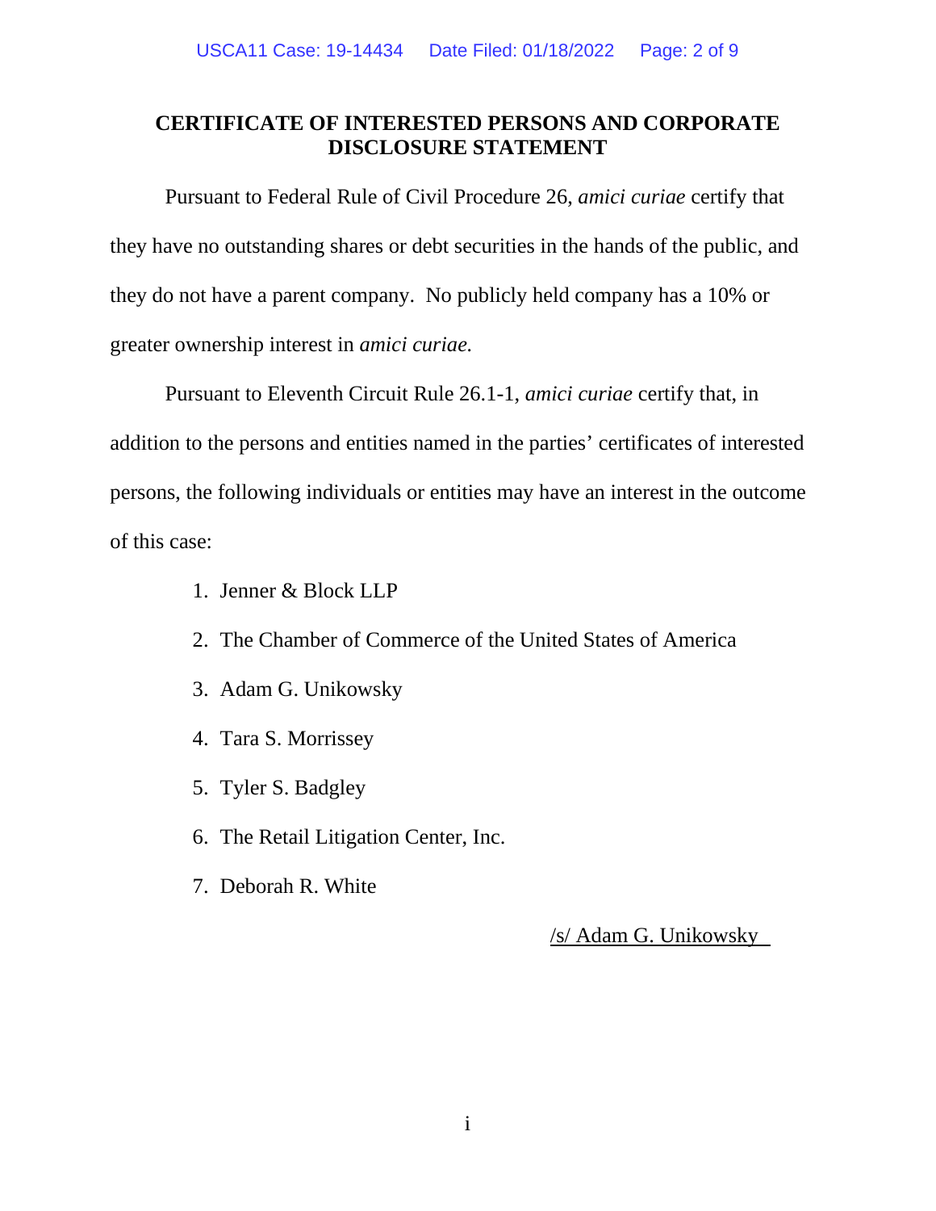# CERTIFICATE OF INTERESTED PERSONS AND CORPORATE DISCLOSURE STATEMENT

Pursuant to Federal Rule of Civil Procedure 26, *amici curiae* certify that they have no outstanding shares or debt securities in the hands of the public, and they do not have a parent company. No publicly held company has a 10% or greater ownership interest in *amici curiae.*

Pursuant to Eleventh Circuit Rule 26.1-1, *amici curiae* certify that, in addition to the persons and entities named in the parties' certificates of interested persons, the following individuals or entities may have an interest in the outcome of this case:

1. Jenner & Block LLP
2. The Chamber of Commerce of the United States of America
3. Adam G. Unikowsky
4. Tara S. Morrissey
5. Tyler S. Badgley
6. The Retail Litigation Center, Inc.
7. Deborah R. White

/s/ Adam G. Unikowsky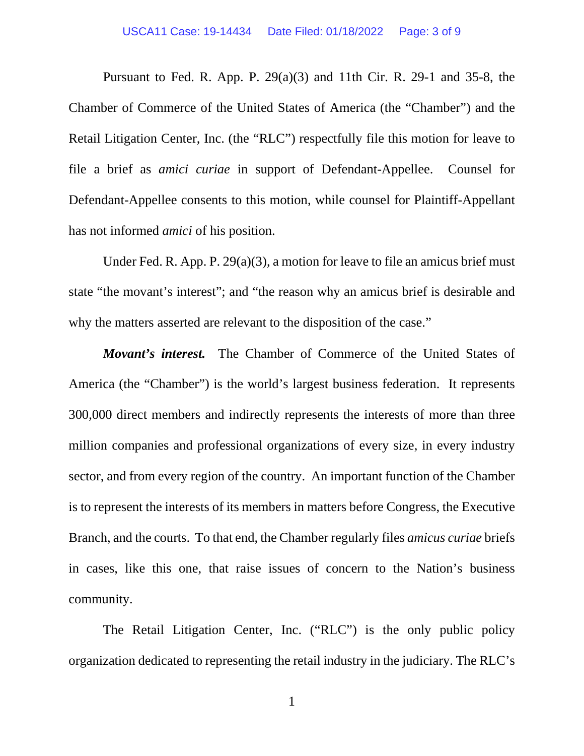Pursuant to Fed. R. App. P. 29(a)(3) and 11th Cir. R. 29-1 and 35-8, the Chamber of Commerce of the United States of America (the "Chamber") and the Retail Litigation Center, Inc. (the "RLC") respectfully file this motion for leave to file a brief as *amici curiae* in support of Defendant-Appellee. Counsel for Defendant-Appellee consents to this motion, while counsel for Plaintiff-Appellant has not informed *amici* of his position.

Under Fed. R. App. P. 29(a)(3), a motion for leave to file an amicus brief must state "the movant's interest"; and "the reason why an amicus brief is desirable and why the matters asserted are relevant to the disposition of the case."

***Movant's interest.*** The Chamber of Commerce of the United States of America (the "Chamber") is the world's largest business federation. It represents 300,000 direct members and indirectly represents the interests of more than three million companies and professional organizations of every size, in every industry sector, and from every region of the country. An important function of the Chamber is to represent the interests of its members in matters before Congress, the Executive Branch, and the courts. To that end, the Chamber regularly files *amicus curiae* briefs in cases, like this one, that raise issues of concern to the Nation's business community.

The Retail Litigation Center, Inc. ("RLC") is the only public policy organization dedicated to representing the retail industry in the judiciary. The RLC's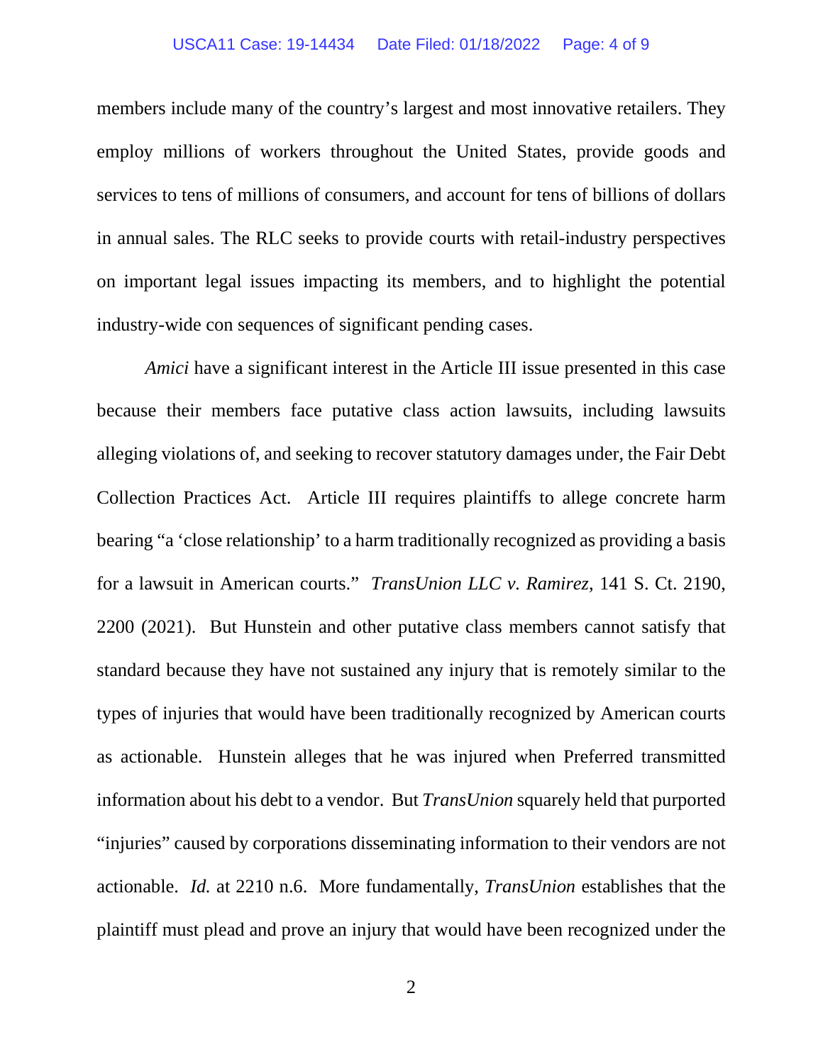members include many of the country's largest and most innovative retailers. They employ millions of workers throughout the United States, provide goods and services to tens of millions of consumers, and account for tens of billions of dollars in annual sales. The RLC seeks to provide courts with retail-industry perspectives on important legal issues impacting its members, and to highlight the potential industry-wide con sequences of significant pending cases.

*Amici* have a significant interest in the Article III issue presented in this case because their members face putative class action lawsuits, including lawsuits alleging violations of, and seeking to recover statutory damages under, the Fair Debt Collection Practices Act. Article III requires plaintiffs to allege concrete harm bearing "a 'close relationship' to a harm traditionally recognized as providing a basis for a lawsuit in American courts." *TransUnion LLC v. Ramirez*, 141 S. Ct. 2190, 2200 (2021). But Hunstein and other putative class members cannot satisfy that standard because they have not sustained any injury that is remotely similar to the types of injuries that would have been traditionally recognized by American courts as actionable. Hunstein alleges that he was injured when Preferred transmitted information about his debt to a vendor. But *TransUnion* squarely held that purported "injuries" caused by corporations disseminating information to their vendors are not actionable. *Id.* at 2210 n.6. More fundamentally, *TransUnion* establishes that the plaintiff must plead and prove an injury that would have been recognized under the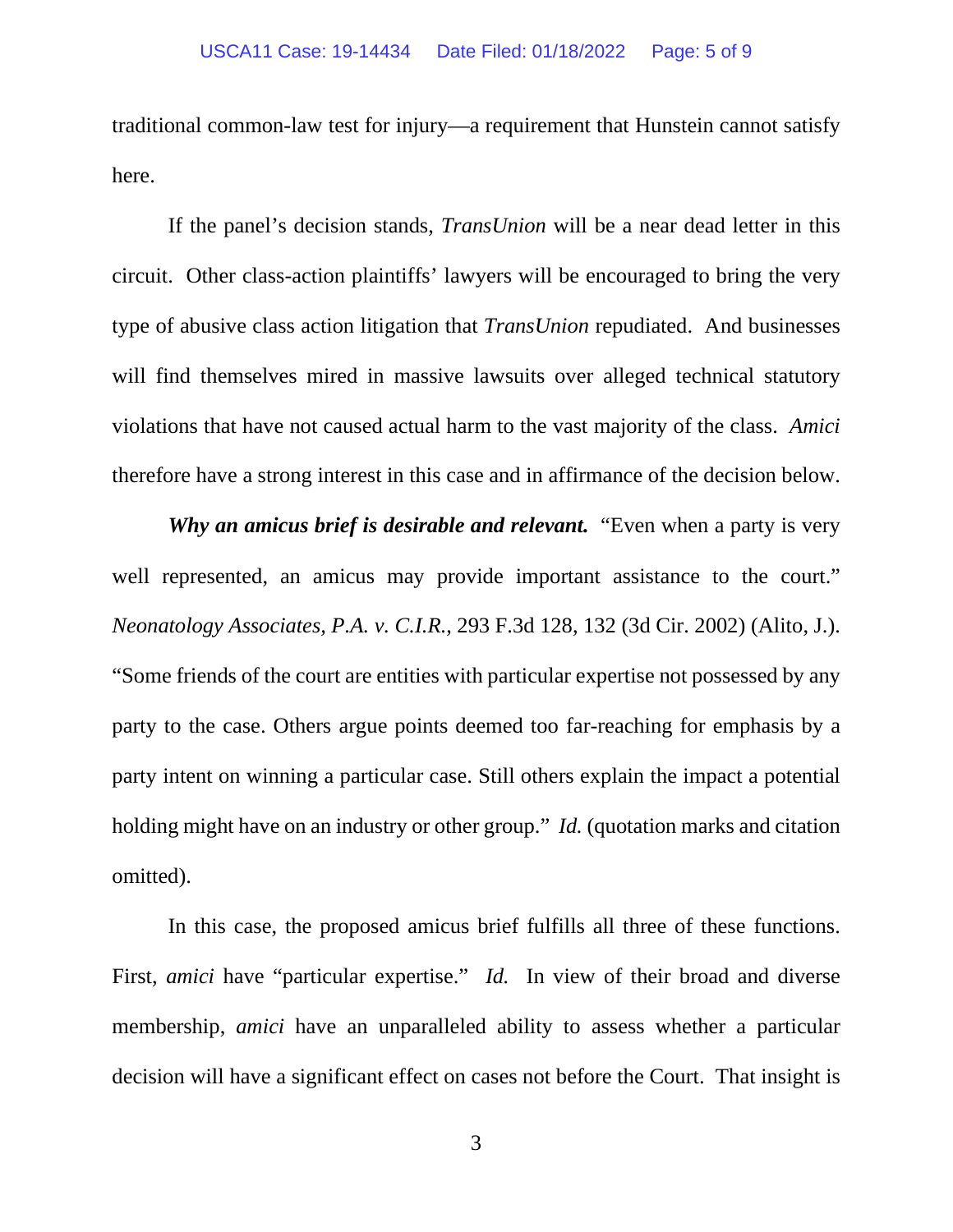traditional common-law test for injury—a requirement that Hunstein cannot satisfy here.

If the panel's decision stands, *TransUnion* will be a near dead letter in this circuit. Other class-action plaintiffs' lawyers will be encouraged to bring the very type of abusive class action litigation that *TransUnion* repudiated. And businesses will find themselves mired in massive lawsuits over alleged technical statutory violations that have not caused actual harm to the vast majority of the class. *Amici* therefore have a strong interest in this case and in affirmance of the decision below.

***Why an amicus brief is desirable and relevant.*** "Even when a party is very well represented, an amicus may provide important assistance to the court." *Neonatology Associates, P.A. v. C.I.R.*, 293 F.3d 128, 132 (3d Cir. 2002) (Alito, J.). "Some friends of the court are entities with particular expertise not possessed by any party to the case. Others argue points deemed too far-reaching for emphasis by a party intent on winning a particular case. Still others explain the impact a potential holding might have on an industry or other group." *Id.* (quotation marks and citation omitted).

In this case, the proposed amicus brief fulfills all three of these functions. First, *amici* have "particular expertise." *Id.* In view of their broad and diverse membership, *amici* have an unparalleled ability to assess whether a particular decision will have a significant effect on cases not before the Court. That insight is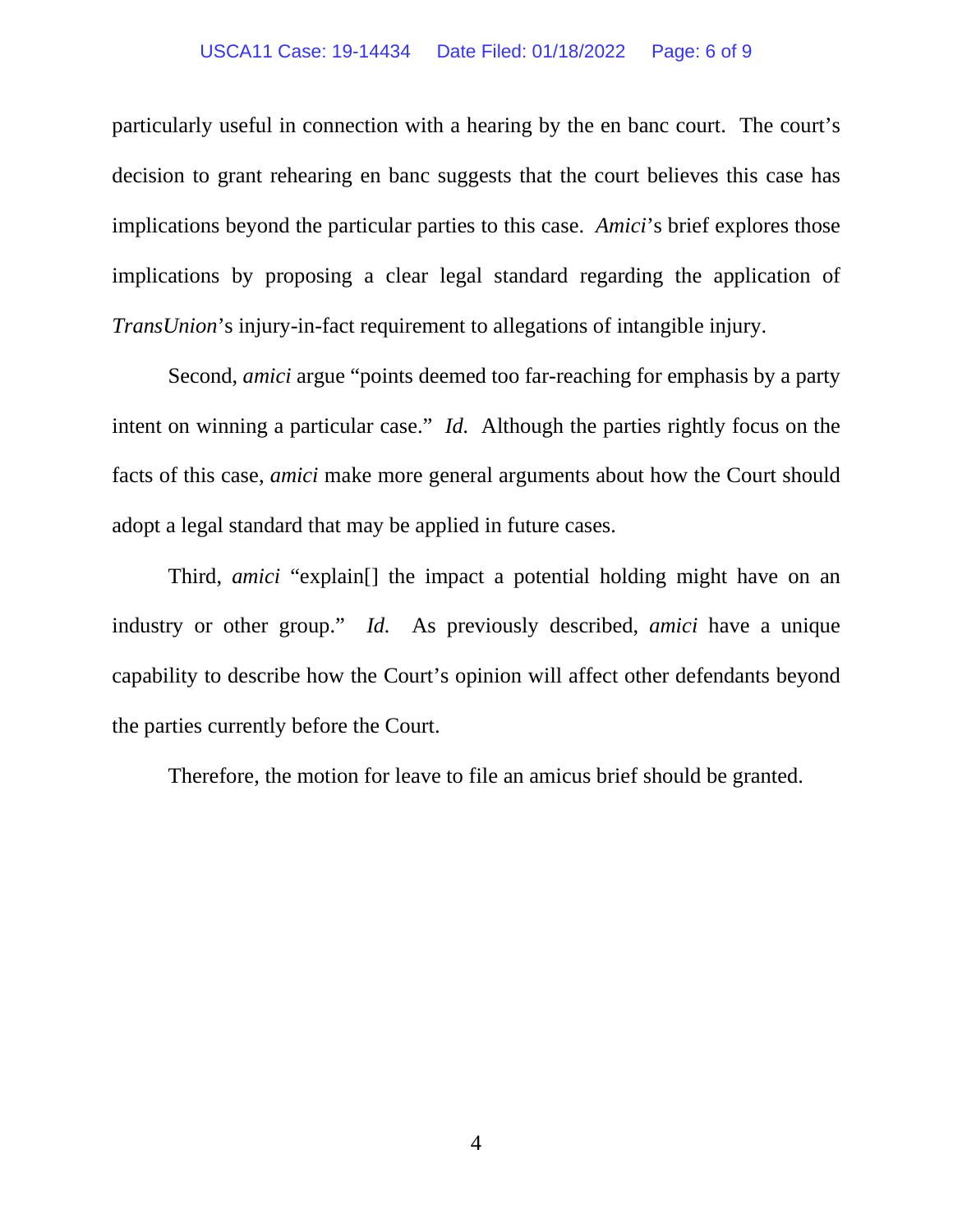particularly useful in connection with a hearing by the en banc court. The court's decision to grant rehearing en banc suggests that the court believes this case has implications beyond the particular parties to this case. *Amici*'s brief explores those implications by proposing a clear legal standard regarding the application of *TransUnion*'s injury-in-fact requirement to allegations of intangible injury.

Second, *amici* argue "points deemed too far-reaching for emphasis by a party intent on winning a particular case." *Id.* Although the parties rightly focus on the facts of this case, *amici* make more general arguments about how the Court should adopt a legal standard that may be applied in future cases.

Third, *amici* "explain[] the impact a potential holding might have on an industry or other group." *Id.* As previously described, *amici* have a unique capability to describe how the Court's opinion will affect other defendants beyond the parties currently before the Court.

Therefore, the motion for leave to file an amicus brief should be granted.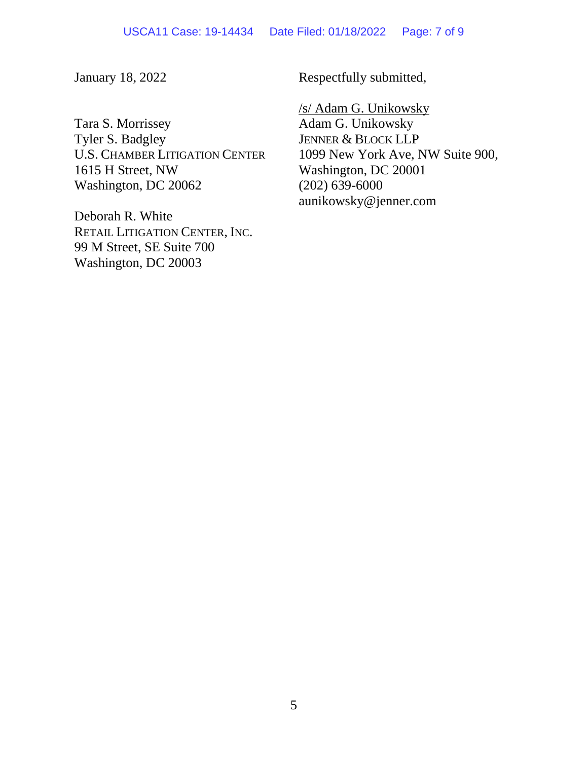January 18, 2022

Respectfully submitted,

/s/ Adam G. Unikowsky
Adam G. Unikowsky
JENNER & BLOCK LLP
1099 New York Ave, NW Suite 900,
Washington, DC 20001
(202) 639-6000
aunikowsky@jenner.com

Tara S. Morrissey
Tyler S. Badgley
U.S. CHAMBER LITIGATION CENTER
1615 H Street, NW
Washington, DC 20062

Deborah R. White
RETAIL LITIGATION CENTER, INC.
99 M Street, SE Suite 700
Washington, DC 20003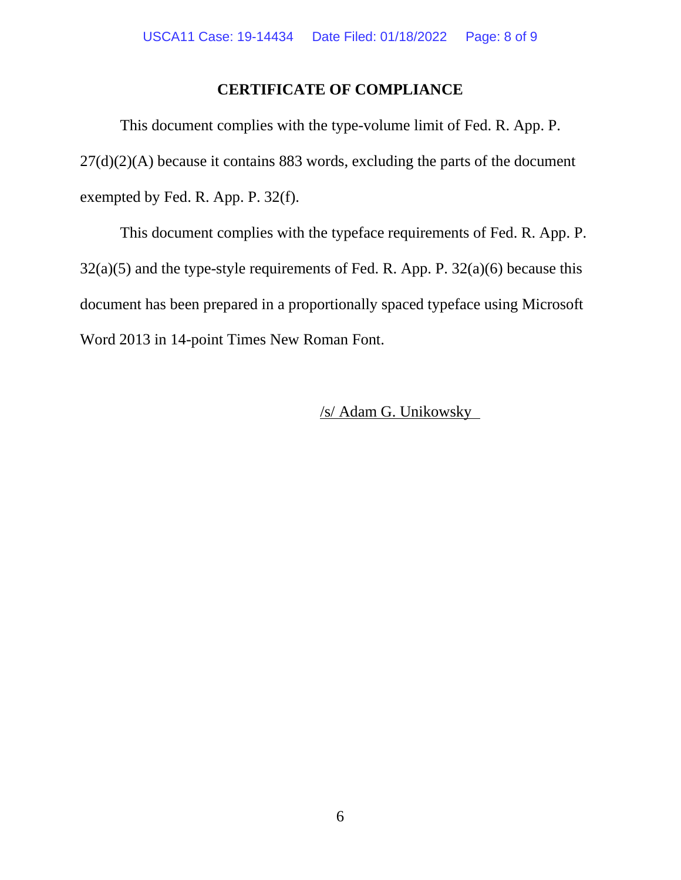# CERTIFICATE OF COMPLIANCE

This document complies with the type-volume limit of Fed. R. App. P. 27(d)(2)(A) because it contains 883 words, excluding the parts of the document exempted by Fed. R. App. P. 32(f).

This document complies with the typeface requirements of Fed. R. App. P. 32(a)(5) and the type-style requirements of Fed. R. App. P. 32(a)(6) because this document has been prepared in a proportionally spaced typeface using Microsoft Word 2013 in 14-point Times New Roman Font.

/s/ Adam G. Unikowsky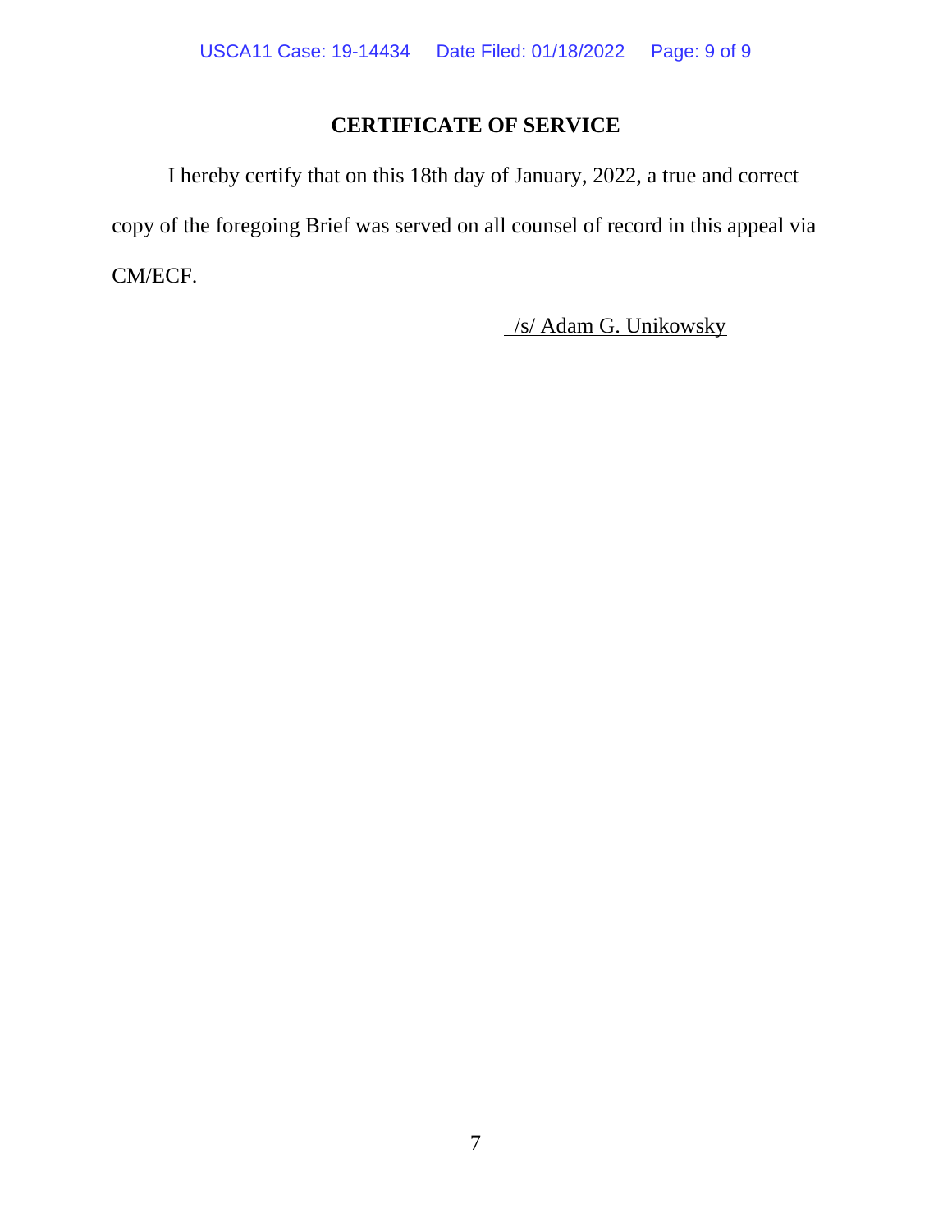## CERTIFICATE OF SERVICE

I hereby certify that on this 18th day of January, 2022, a true and correct copy of the foregoing Brief was served on all counsel of record in this appeal via CM/ECF.

/s/ Adam G. Unikowsky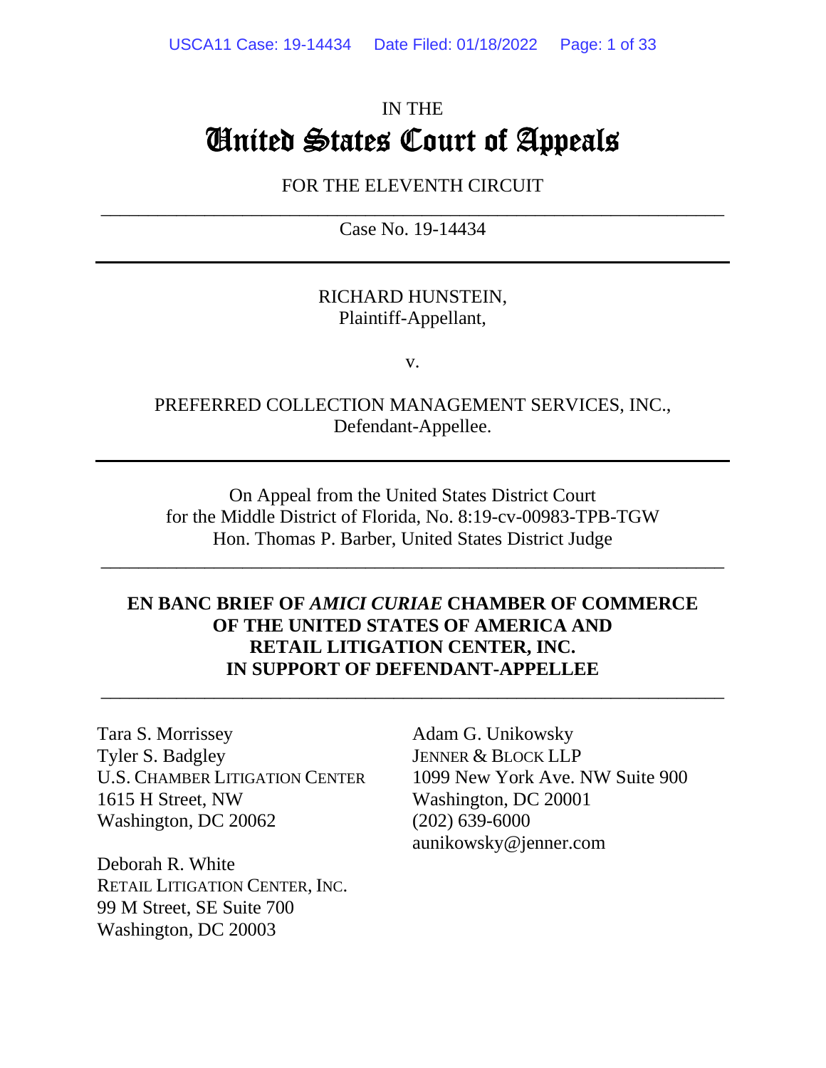IN THE

# United States Court of Appeals

FOR THE ELEVENTH CIRCUIT

---

Case No. 19-14434

---

RICHARD HUNSTEIN,
Plaintiff-Appellant,

v.

PREFERRED COLLECTION MANAGEMENT SERVICES, INC.,
Defendant-Appellee.

---

On Appeal from the United States District Court
for the Middle District of Florida, No. 8:19-cv-00983-TPB-TGW
Hon. Thomas P. Barber, United States District Judge

---

**EN BANC BRIEF OF *AMICI CURIAE* CHAMBER OF COMMERCE OF THE UNITED STATES OF AMERICA AND RETAIL LITIGATION CENTER, INC. IN SUPPORT OF DEFENDANT-APPELLEE**

---

Tara S. Morrissey
Tyler S. Badgley
U.S. CHAMBER LITIGATION CENTER
1615 H Street, NW
Washington, DC 20062

Deborah R. White
RETAIL LITIGATION CENTER, INC.
99 M Street, SE Suite 700
Washington, DC 20003

Adam G. Unikowsky
JENNER & BLOCK LLP
1099 New York Ave. NW Suite 900
Washington, DC 20001
(202) 639-6000
aunikowsky@jenner.com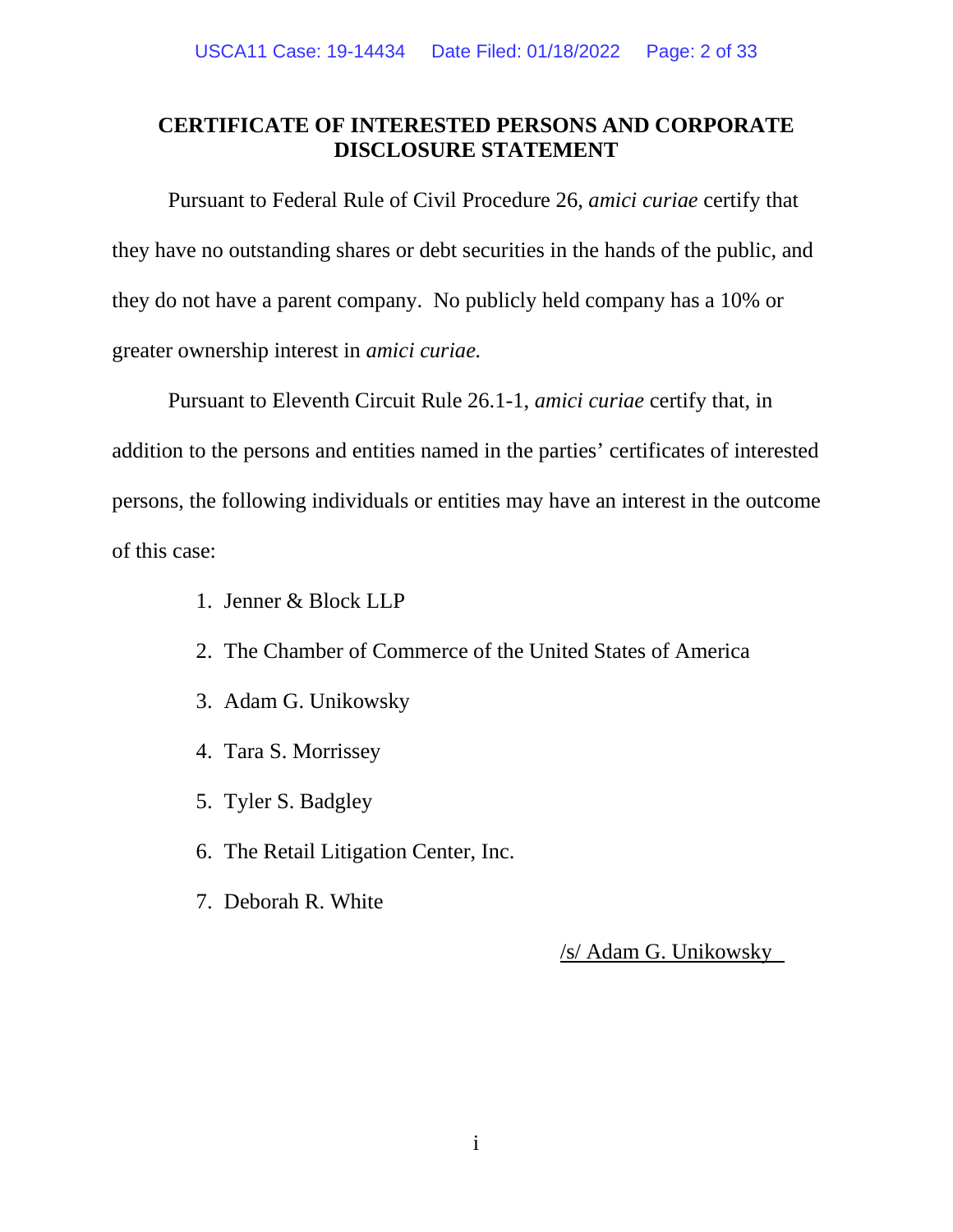## CERTIFICATE OF INTERESTED PERSONS AND CORPORATE DISCLOSURE STATEMENT

Pursuant to Federal Rule of Civil Procedure 26, *amici curiae* certify that they have no outstanding shares or debt securities in the hands of the public, and they do not have a parent company. No publicly held company has a 10% or greater ownership interest in *amici curiae.*

Pursuant to Eleventh Circuit Rule 26.1-1, *amici curiae* certify that, in addition to the persons and entities named in the parties' certificates of interested persons, the following individuals or entities may have an interest in the outcome of this case:

1. Jenner & Block LLP
2. The Chamber of Commerce of the United States of America
3. Adam G. Unikowsky
4. Tara S. Morrissey
5. Tyler S. Badgley
6. The Retail Litigation Center, Inc.
7. Deborah R. White

/s/ Adam G. Unikowsky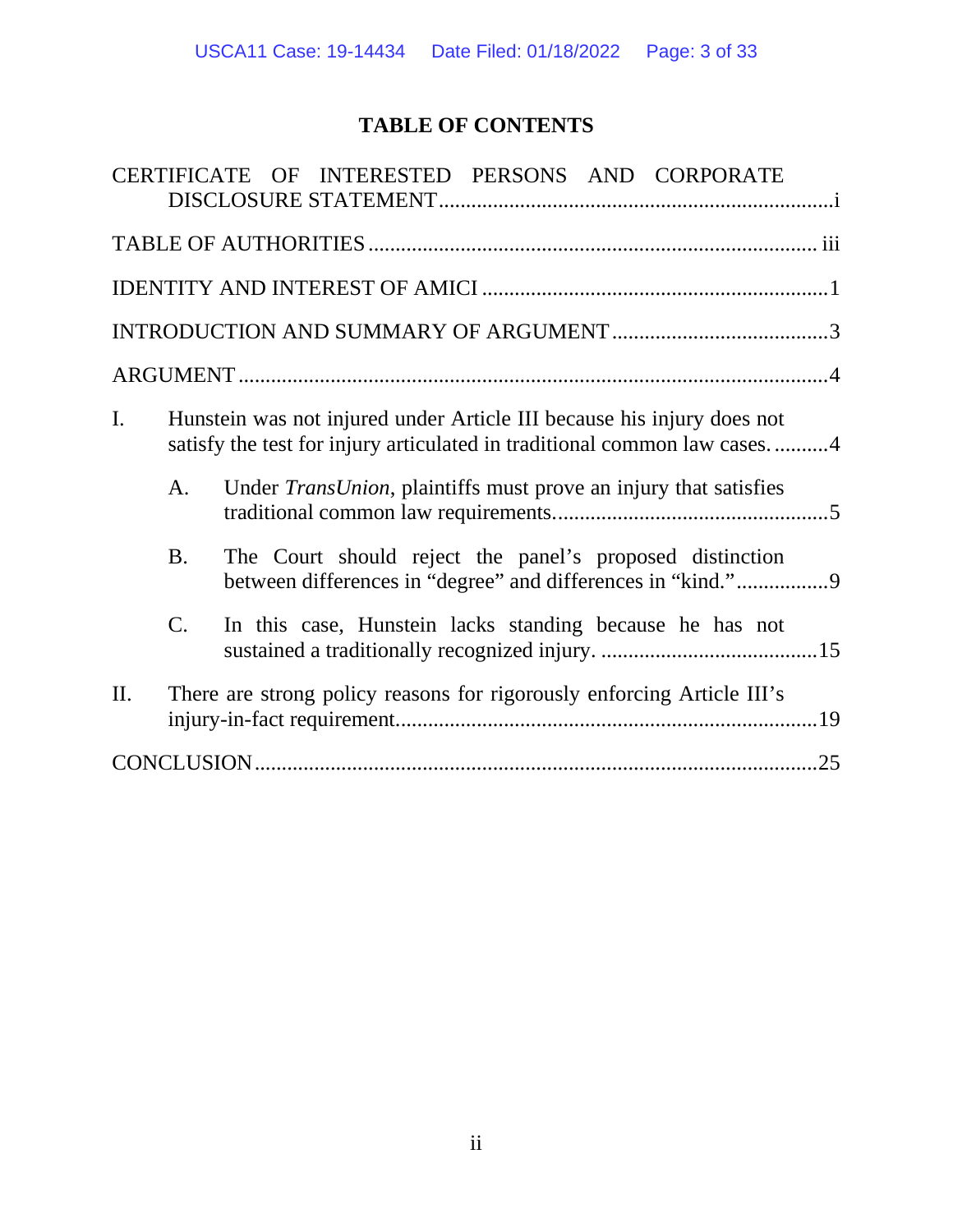# TABLE OF CONTENTS

CERTIFICATE OF INTERESTED PERSONS AND CORPORATE DISCLOSURE STATEMENT .......... i

TABLE OF AUTHORITIES .......... iii

IDENTITY AND INTEREST OF AMICI .......... 1

INTRODUCTION AND SUMMARY OF ARGUMENT .......... 3

ARGUMENT .......... 4

I. Hunstein was not injured under Article III because his injury does not satisfy the test for injury articulated in traditional common law cases. .......... 4

 A. Under *TransUnion*, plaintiffs must prove an injury that satisfies traditional common law requirements. .......... 5

 B. The Court should reject the panel's proposed distinction between differences in "degree" and differences in "kind." .......... 9

 C. In this case, Hunstein lacks standing because he has not sustained a traditionally recognized injury. .......... 15

II. There are strong policy reasons for rigorously enforcing Article III's injury-in-fact requirement. .......... 19

CONCLUSION .......... 25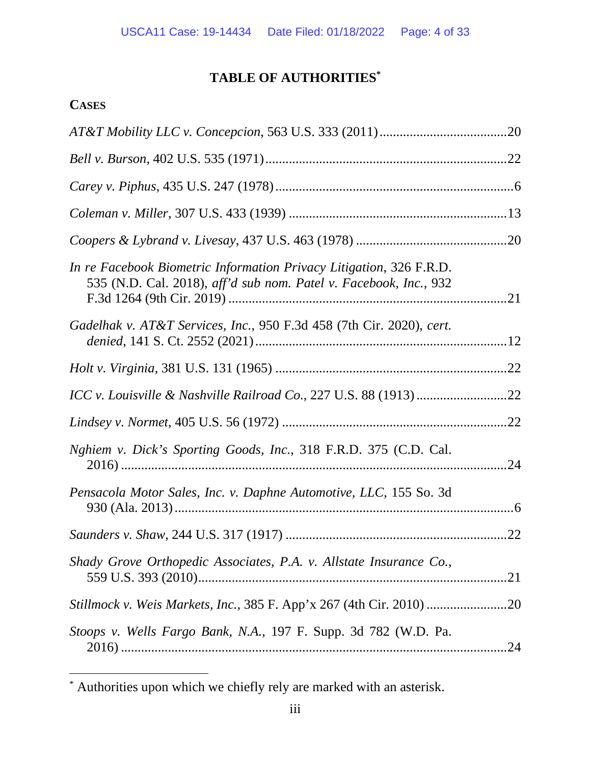# TABLE OF AUTHORITIES*

**CASES**

*AT&T Mobility LLC v. Concepcion*, 563 U.S. 333 (2011)......................................20

*Bell v. Burson*, 402 U.S. 535 (1971).......................................................................22

*Carey v. Piphus*, 435 U.S. 247 (1978)......................................................................6

*Coleman v. Miller*, 307 U.S. 433 (1939) ................................................................13

*Coopers & Lybrand v. Livesay*, 437 U.S. 463 (1978) .............................................20

*In re Facebook Biometric Information Privacy Litigation*, 326 F.R.D. 535 (N.D. Cal. 2018), *aff'd sub nom. Patel v. Facebook, Inc.*, 932 F.3d 1264 (9th Cir. 2019) ..................................................................................21

*Gadelhak v. AT&T Services, Inc.*, 950 F.3d 458 (7th Cir. 2020), *cert. denied*, 141 S. Ct. 2552 (2021)..........................................................................12

*Holt v. Virginia*, 381 U.S. 131 (1965) .....................................................................22

*ICC v. Louisville & Nashville Railroad Co.*, 227 U.S. 88 (1913)...........................22

*Lindsey v. Normet*, 405 U.S. 56 (1972) ...................................................................22

*Nghiem v. Dick's Sporting Goods, Inc.*, 318 F.R.D. 375 (C.D. Cal. 2016) ....................................................................................................24

*Pensacola Motor Sales, Inc. v. Daphne Automotive, LLC*, 155 So. 3d 930 (Ala. 2013).....................................................................................................6

*Saunders v. Shaw*, 244 U.S. 317 (1917) .................................................................22

*Shady Grove Orthopedic Associates, P.A. v. Allstate Insurance Co.*, 559 U.S. 393 (2010)...........................................................................................21

*Stillmock v. Weis Markets, Inc.*, 385 F. App'x 267 (4th Cir. 2010) ........................20

*Stoops v. Wells Fargo Bank, N.A.*, 197 F. Supp. 3d 782 (W.D. Pa. 2016) ....................................................................................................24

---

* Authorities upon which we chiefly rely are marked with an asterisk.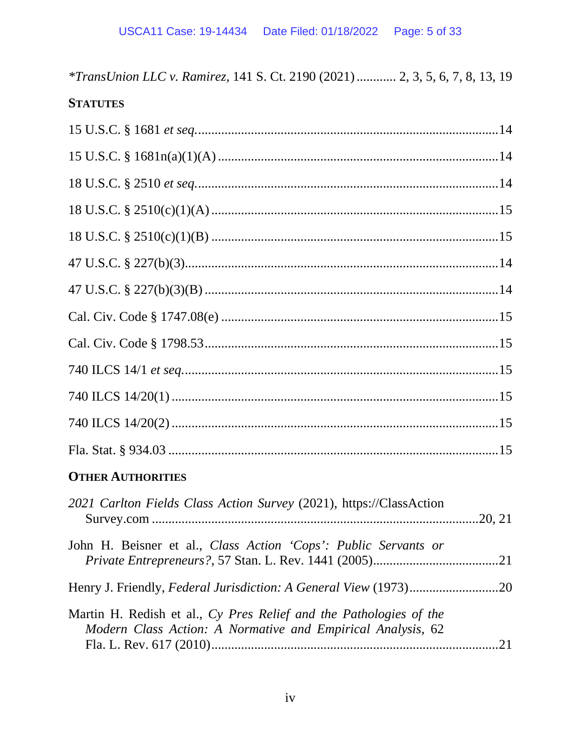*TransUnion LLC v. Ramirez*, 141 S. Ct. 2190 (2021) ........... 2, 3, 5, 6, 7, 8, 13, 19

**STATUTES**

15 U.S.C. § 1681 *et seq.* .......................................................................... 14

15 U.S.C. § 1681n(a)(1)(A) ...................................................................... 14

18 U.S.C. § 2510 *et seq.* .......................................................................... 14

18 U.S.C. § 2510(c)(1)(A) ........................................................................ 15

18 U.S.C. § 2510(c)(1)(B) ........................................................................ 15

47 U.S.C. § 227(b)(3) ................................................................................ 14

47 U.S.C. § 227(b)(3)(B) .......................................................................... 14

Cal. Civ. Code § 1747.08(e) ..................................................................... 15

Cal. Civ. Code § 1798.53 .......................................................................... 15

740 ILCS 14/1 *et seq.* ............................................................................... 15

740 ILCS 14/20(1) ..................................................................................... 15

740 ILCS 14/20(2) ..................................................................................... 15

Fla. Stat. § 934.03 ..................................................................................... 15

**OTHER AUTHORITIES**

*2021 Carlton Fields Class Action Survey* (2021), https://ClassActionSurvey.com ............................................................................................ 20, 21

John H. Beisner et al., *Class Action 'Cops': Public Servants or Private Entrepreneurs?*, 57 Stan. L. Rev. 1441 (2005) ....................................... 21

Henry J. Friendly, *Federal Jurisdiction: A General View* (1973) ........................... 20

Martin H. Redish et al., *Cy Pres Relief and the Pathologies of the Modern Class Action: A Normative and Empirical Analysis*, 62 Fla. L. Rev. 617 (2010) ........................................................................................ 21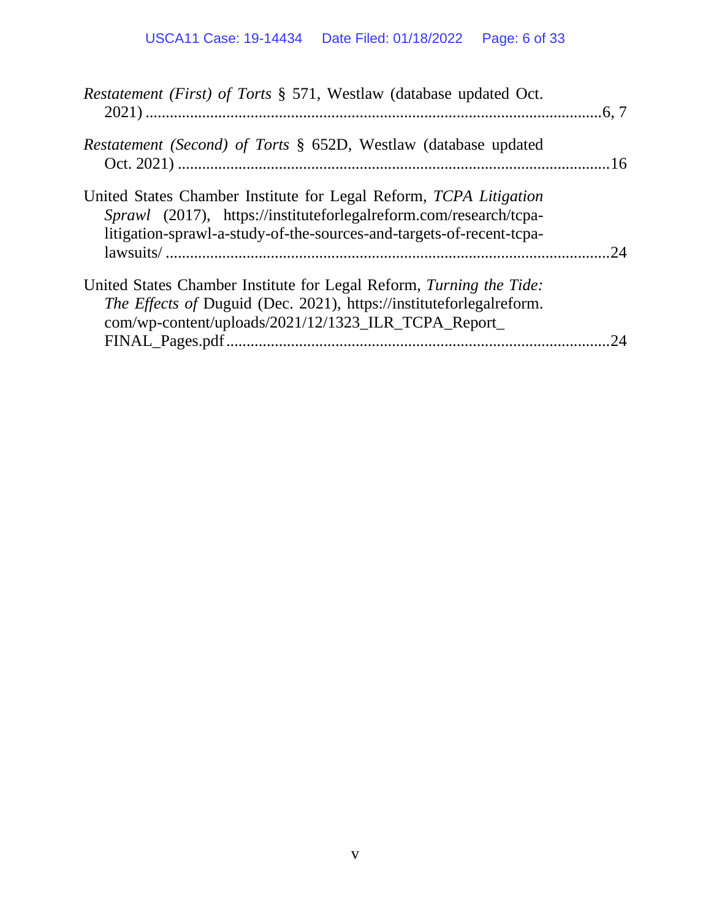*Restatement (First) of Torts* § 571, Westlaw (database updated Oct. 2021) ....................................................................................................6, 7

*Restatement (Second) of Torts* § 652D, Westlaw (database updated Oct. 2021) ..........................................................................................16

United States Chamber Institute for Legal Reform, *TCPA Litigation Sprawl* (2017), https://instituteforlegalreform.com/research/tcpa-litigation-sprawl-a-study-of-the-sources-and-targets-of-recent-tcpa-lawsuits/ ..............................................................................................24

United States Chamber Institute for Legal Reform, *Turning the Tide: The Effects of* Duguid (Dec. 2021), https://instituteforlegalreform.com/wp-content/uploads/2021/12/1323_ILR_TCPA_Report_FINAL_Pages.pdf..............................................................................................24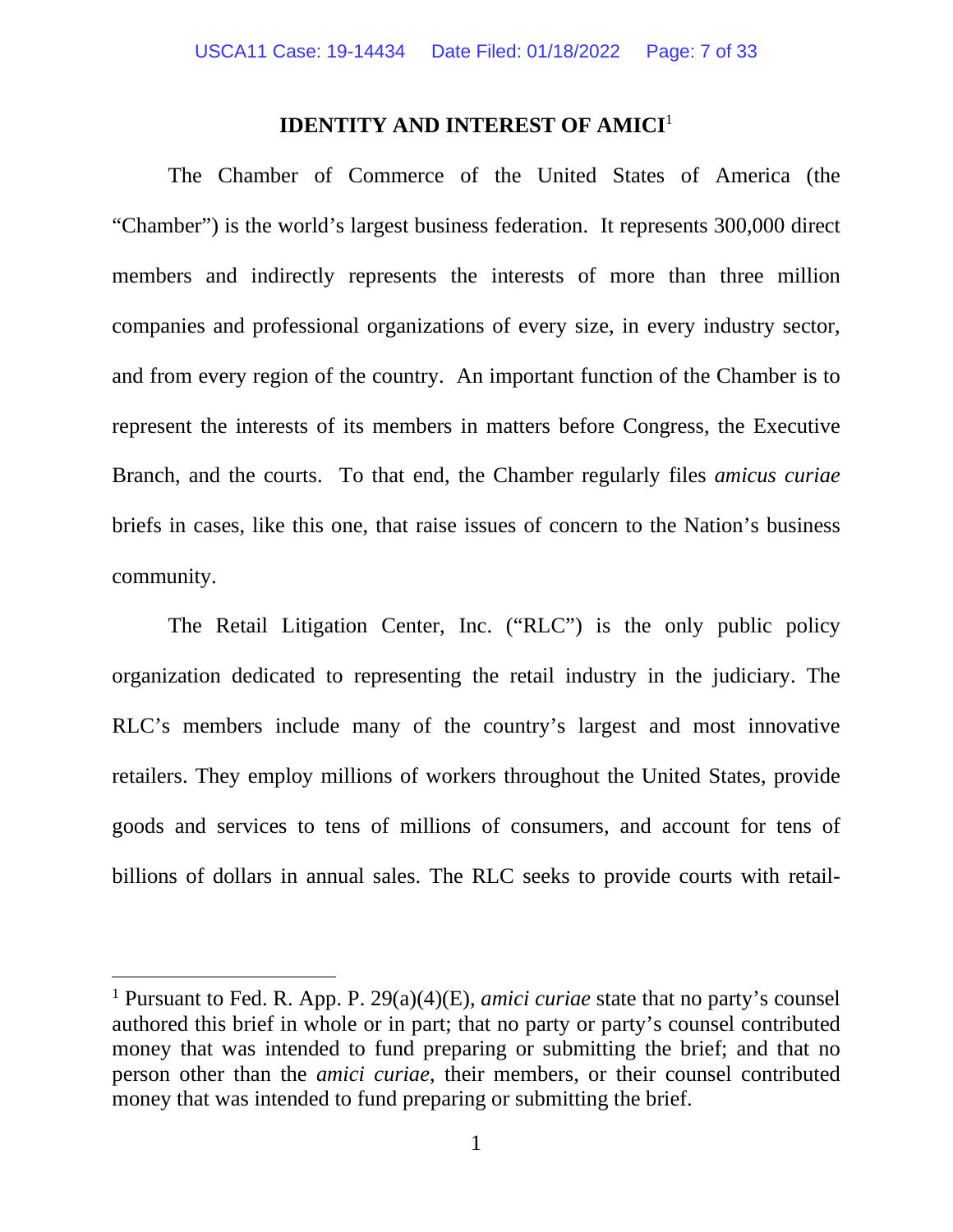## IDENTITY AND INTEREST OF AMICI[1]

The Chamber of Commerce of the United States of America (the "Chamber") is the world's largest business federation. It represents 300,000 direct members and indirectly represents the interests of more than three million companies and professional organizations of every size, in every industry sector, and from every region of the country. An important function of the Chamber is to represent the interests of its members in matters before Congress, the Executive Branch, and the courts. To that end, the Chamber regularly files *amicus curiae* briefs in cases, like this one, that raise issues of concern to the Nation's business community.

The Retail Litigation Center, Inc. ("RLC") is the only public policy organization dedicated to representing the retail industry in the judiciary. The RLC's members include many of the country's largest and most innovative retailers. They employ millions of workers throughout the United States, provide goods and services to tens of millions of consumers, and account for tens of billions of dollars in annual sales. The RLC seeks to provide courts with retail-

[1] Pursuant to Fed. R. App. P. 29(a)(4)(E), *amici curiae* state that no party's counsel authored this brief in whole or in part; that no party or party's counsel contributed money that was intended to fund preparing or submitting the brief; and that no person other than the *amici curiae*, their members, or their counsel contributed money that was intended to fund preparing or submitting the brief.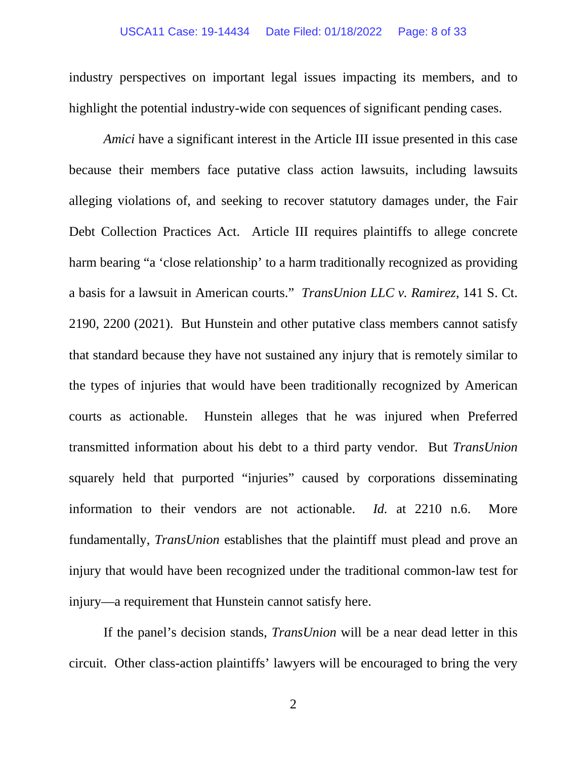industry perspectives on important legal issues impacting its members, and to highlight the potential industry-wide con sequences of significant pending cases.

*Amici* have a significant interest in the Article III issue presented in this case because their members face putative class action lawsuits, including lawsuits alleging violations of, and seeking to recover statutory damages under, the Fair Debt Collection Practices Act. Article III requires plaintiffs to allege concrete harm bearing "a 'close relationship' to a harm traditionally recognized as providing a basis for a lawsuit in American courts." *TransUnion LLC v. Ramirez*, 141 S. Ct. 2190, 2200 (2021). But Hunstein and other putative class members cannot satisfy that standard because they have not sustained any injury that is remotely similar to the types of injuries that would have been traditionally recognized by American courts as actionable. Hunstein alleges that he was injured when Preferred transmitted information about his debt to a third party vendor. But *TransUnion* squarely held that purported "injuries" caused by corporations disseminating information to their vendors are not actionable. *Id.* at 2210 n.6. More fundamentally, *TransUnion* establishes that the plaintiff must plead and prove an injury that would have been recognized under the traditional common-law test for injury—a requirement that Hunstein cannot satisfy here.

If the panel's decision stands, *TransUnion* will be a near dead letter in this circuit. Other class-action plaintiffs' lawyers will be encouraged to bring the very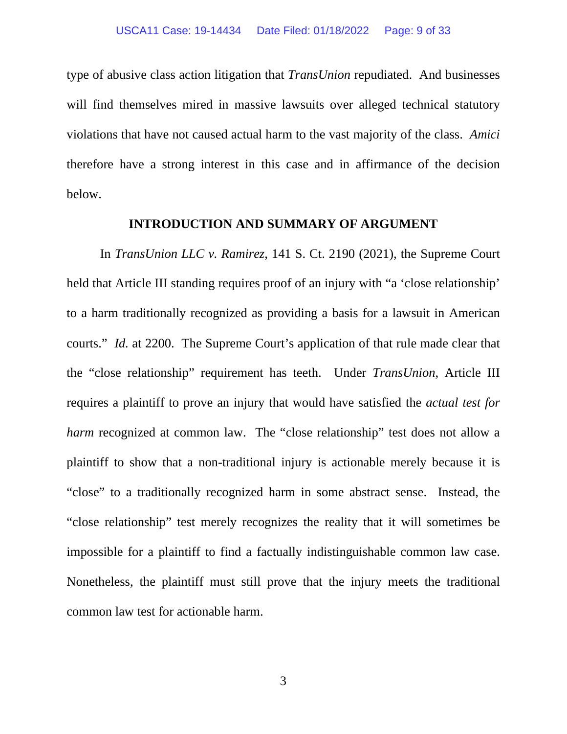type of abusive class action litigation that *TransUnion* repudiated. And businesses will find themselves mired in massive lawsuits over alleged technical statutory violations that have not caused actual harm to the vast majority of the class. *Amici* therefore have a strong interest in this case and in affirmance of the decision below.

## INTRODUCTION AND SUMMARY OF ARGUMENT

In *TransUnion LLC v. Ramirez*, 141 S. Ct. 2190 (2021), the Supreme Court held that Article III standing requires proof of an injury with "a 'close relationship' to a harm traditionally recognized as providing a basis for a lawsuit in American courts." *Id.* at 2200. The Supreme Court's application of that rule made clear that the "close relationship" requirement has teeth. Under *TransUnion*, Article III requires a plaintiff to prove an injury that would have satisfied the *actual test for harm* recognized at common law. The "close relationship" test does not allow a plaintiff to show that a non-traditional injury is actionable merely because it is "close" to a traditionally recognized harm in some abstract sense. Instead, the "close relationship" test merely recognizes the reality that it will sometimes be impossible for a plaintiff to find a factually indistinguishable common law case. Nonetheless, the plaintiff must still prove that the injury meets the traditional common law test for actionable harm.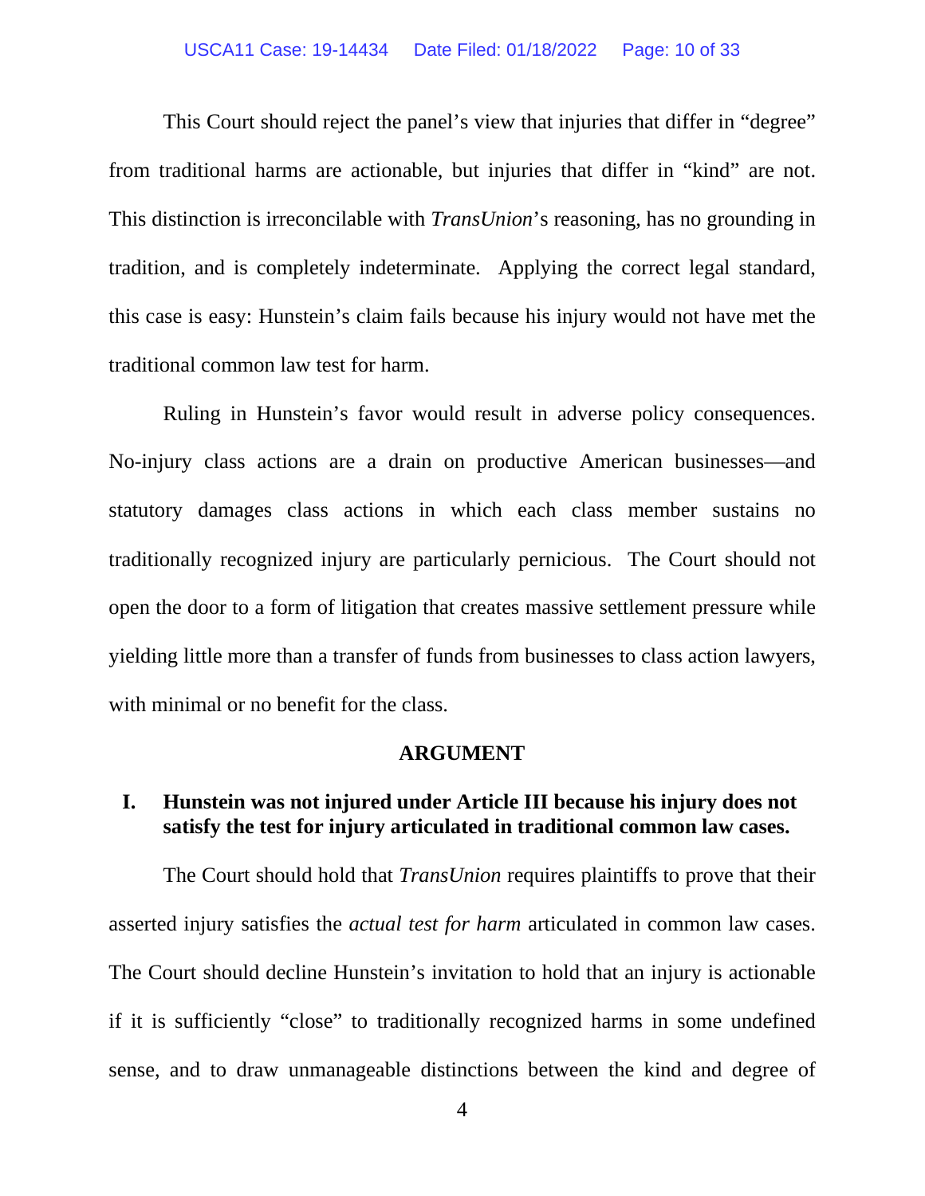This Court should reject the panel's view that injuries that differ in "degree" from traditional harms are actionable, but injuries that differ in "kind" are not. This distinction is irreconcilable with *TransUnion*'s reasoning, has no grounding in tradition, and is completely indeterminate. Applying the correct legal standard, this case is easy: Hunstein's claim fails because his injury would not have met the traditional common law test for harm.

Ruling in Hunstein's favor would result in adverse policy consequences. No-injury class actions are a drain on productive American businesses—and statutory damages class actions in which each class member sustains no traditionally recognized injury are particularly pernicious. The Court should not open the door to a form of litigation that creates massive settlement pressure while yielding little more than a transfer of funds from businesses to class action lawyers, with minimal or no benefit for the class.

## ARGUMENT

### I. Hunstein was not injured under Article III because his injury does not satisfy the test for injury articulated in traditional common law cases.

The Court should hold that *TransUnion* requires plaintiffs to prove that their asserted injury satisfies the *actual test for harm* articulated in common law cases. The Court should decline Hunstein's invitation to hold that an injury is actionable if it is sufficiently "close" to traditionally recognized harms in some undefined sense, and to draw unmanageable distinctions between the kind and degree of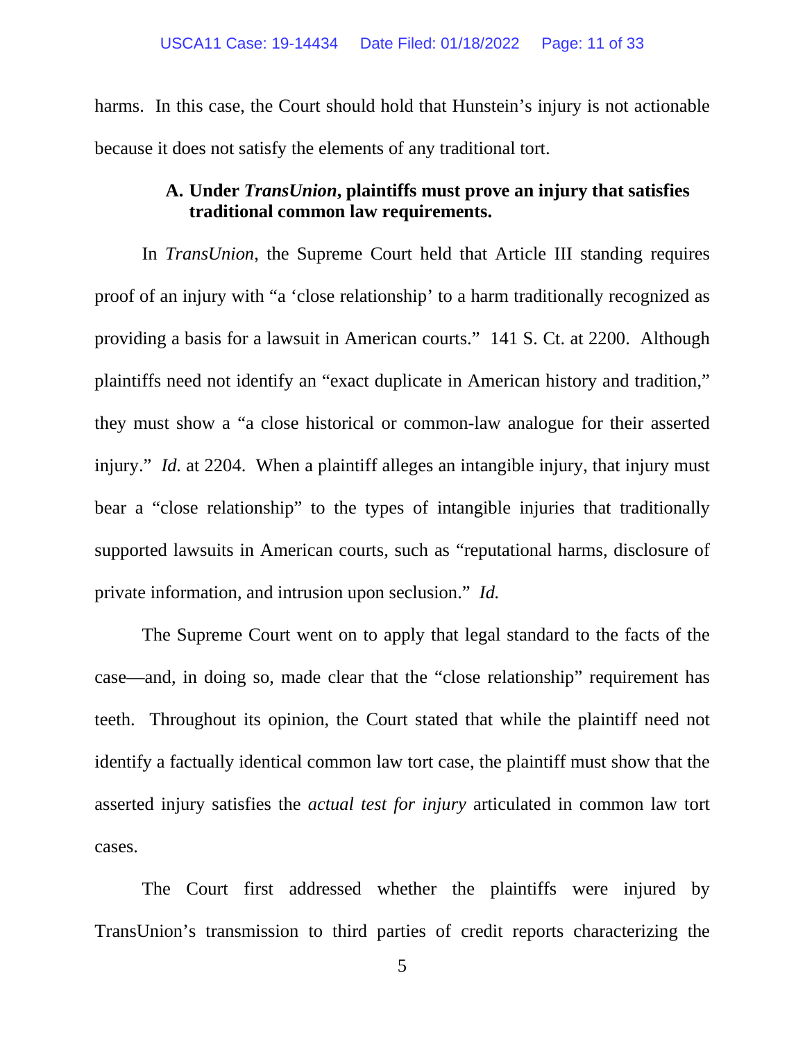harms. In this case, the Court should hold that Hunstein's injury is not actionable because it does not satisfy the elements of any traditional tort.

### A. Under *TransUnion*, plaintiffs must prove an injury that satisfies traditional common law requirements.

In *TransUnion*, the Supreme Court held that Article III standing requires proof of an injury with "a 'close relationship' to a harm traditionally recognized as providing a basis for a lawsuit in American courts." 141 S. Ct. at 2200. Although plaintiffs need not identify an "exact duplicate in American history and tradition," they must show a "a close historical or common-law analogue for their asserted injury." *Id.* at 2204. When a plaintiff alleges an intangible injury, that injury must bear a "close relationship" to the types of intangible injuries that traditionally supported lawsuits in American courts, such as "reputational harms, disclosure of private information, and intrusion upon seclusion." *Id.*

The Supreme Court went on to apply that legal standard to the facts of the case—and, in doing so, made clear that the "close relationship" requirement has teeth. Throughout its opinion, the Court stated that while the plaintiff need not identify a factually identical common law tort case, the plaintiff must show that the asserted injury satisfies the *actual test for injury* articulated in common law tort cases.

The Court first addressed whether the plaintiffs were injured by TransUnion's transmission to third parties of credit reports characterizing the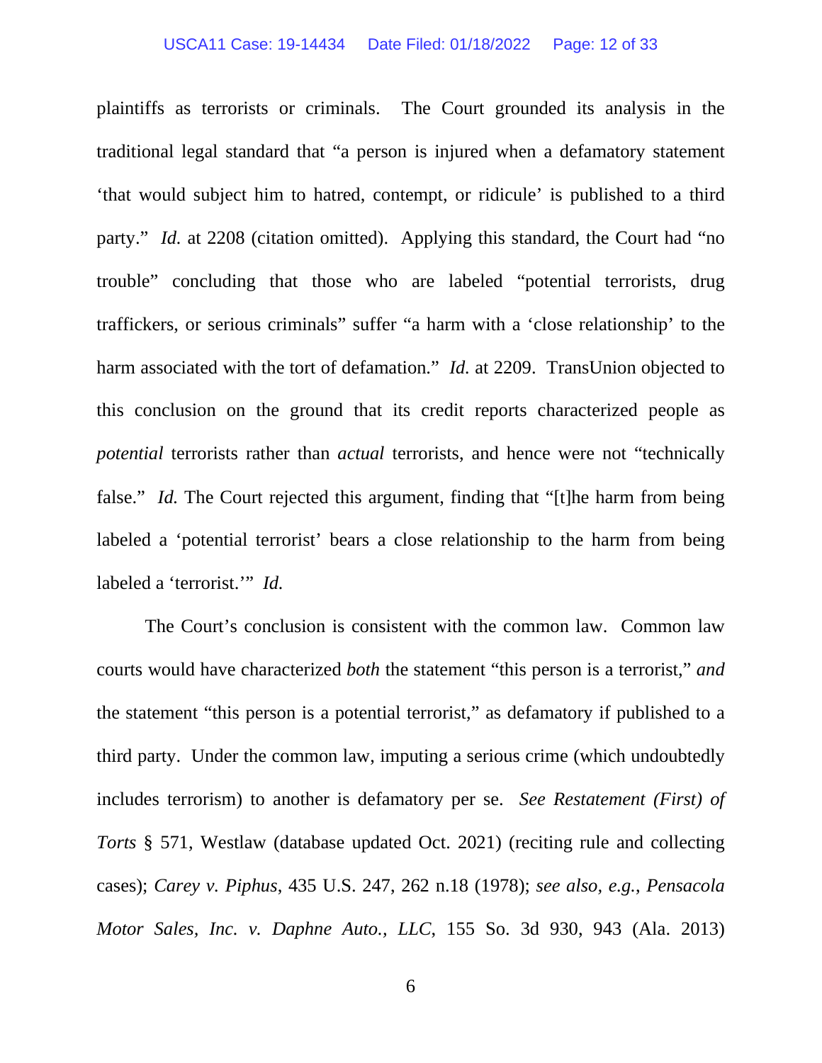plaintiffs as terrorists or criminals. The Court grounded its analysis in the traditional legal standard that "a person is injured when a defamatory statement 'that would subject him to hatred, contempt, or ridicule' is published to a third party." *Id.* at 2208 (citation omitted). Applying this standard, the Court had "no trouble" concluding that those who are labeled "potential terrorists, drug traffickers, or serious criminals" suffer "a harm with a 'close relationship' to the harm associated with the tort of defamation." *Id.* at 2209. TransUnion objected to this conclusion on the ground that its credit reports characterized people as *potential* terrorists rather than *actual* terrorists, and hence were not "technically false." *Id.* The Court rejected this argument, finding that "[t]he harm from being labeled a 'potential terrorist' bears a close relationship to the harm from being labeled a 'terrorist.'" *Id.*

The Court's conclusion is consistent with the common law. Common law courts would have characterized *both* the statement "this person is a terrorist," *and* the statement "this person is a potential terrorist," as defamatory if published to a third party. Under the common law, imputing a serious crime (which undoubtedly includes terrorism) to another is defamatory per se. *See Restatement (First) of Torts* § 571, Westlaw (database updated Oct. 2021) (reciting rule and collecting cases); *Carey v. Piphus*, 435 U.S. 247, 262 n.18 (1978); *see also, e.g.*, *Pensacola Motor Sales, Inc. v. Daphne Auto., LLC*, 155 So. 3d 930, 943 (Ala. 2013)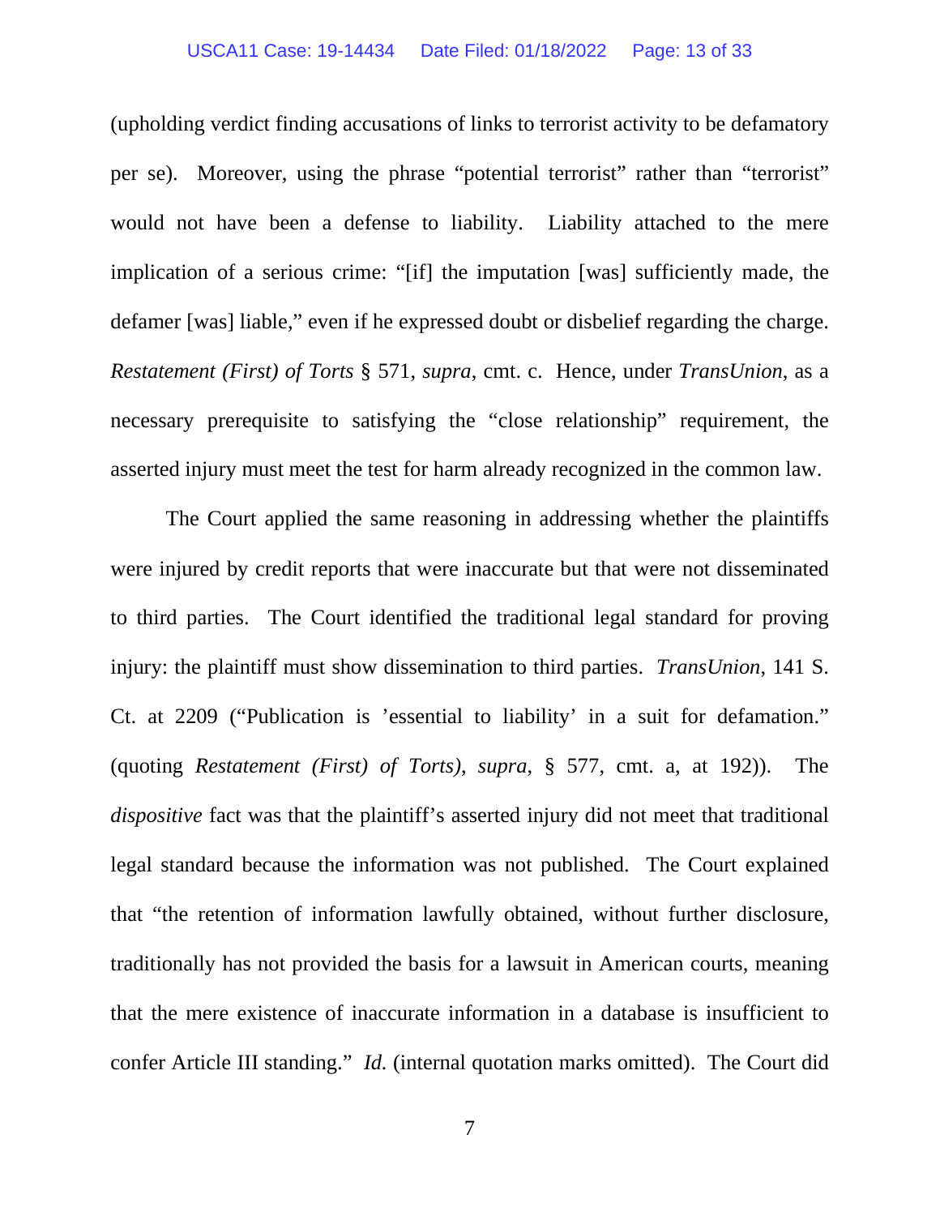(upholding verdict finding accusations of links to terrorist activity to be defamatory per se). Moreover, using the phrase "potential terrorist" rather than "terrorist" would not have been a defense to liability. Liability attached to the mere implication of a serious crime: "[if] the imputation [was] sufficiently made, the defamer [was] liable," even if he expressed doubt or disbelief regarding the charge. *Restatement (First) of Torts* § 571, *supra*, cmt. c. Hence, under *TransUnion*, as a necessary prerequisite to satisfying the "close relationship" requirement, the asserted injury must meet the test for harm already recognized in the common law.

The Court applied the same reasoning in addressing whether the plaintiffs were injured by credit reports that were inaccurate but that were not disseminated to third parties. The Court identified the traditional legal standard for proving injury: the plaintiff must show dissemination to third parties. *TransUnion*, 141 S. Ct. at 2209 ("Publication is 'essential to liability' in a suit for defamation." (quoting *Restatement (First) of Torts)*, *supra*, § 577, cmt. a, at 192)). The *dispositive* fact was that the plaintiff's asserted injury did not meet that traditional legal standard because the information was not published. The Court explained that "the retention of information lawfully obtained, without further disclosure, traditionally has not provided the basis for a lawsuit in American courts, meaning that the mere existence of inaccurate information in a database is insufficient to confer Article III standing." *Id.* (internal quotation marks omitted). The Court did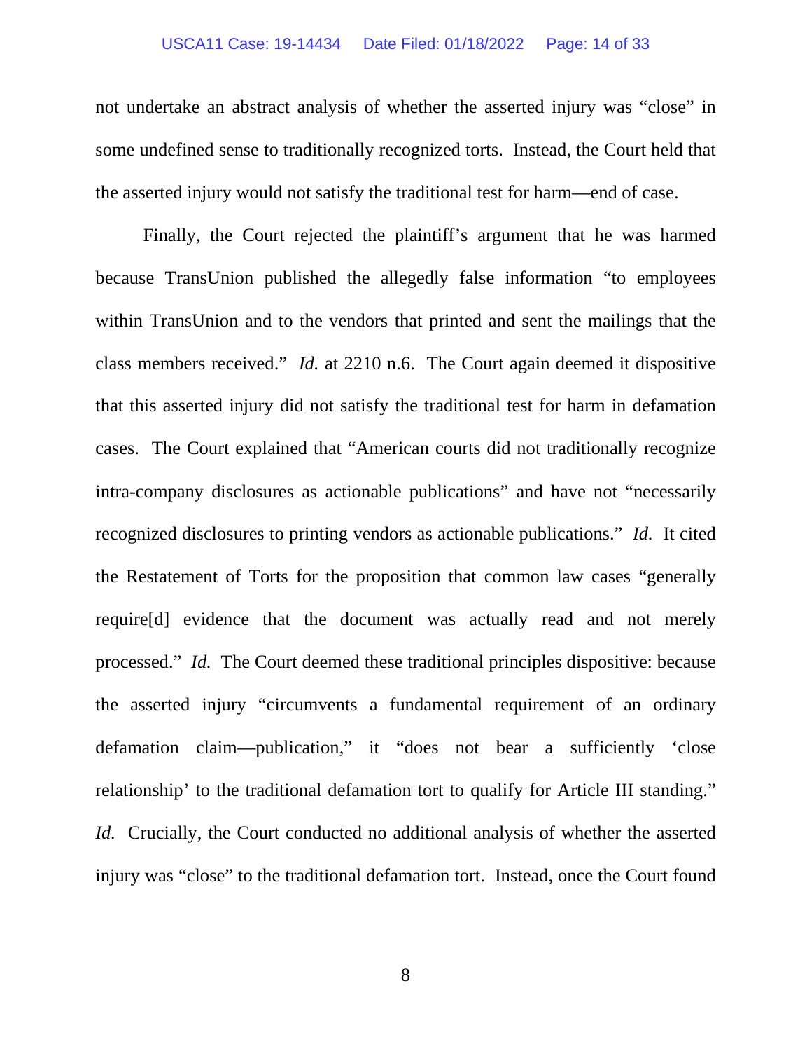not undertake an abstract analysis of whether the asserted injury was "close" in some undefined sense to traditionally recognized torts. Instead, the Court held that the asserted injury would not satisfy the traditional test for harm—end of case.

Finally, the Court rejected the plaintiff's argument that he was harmed because TransUnion published the allegedly false information "to employees within TransUnion and to the vendors that printed and sent the mailings that the class members received." *Id.* at 2210 n.6. The Court again deemed it dispositive that this asserted injury did not satisfy the traditional test for harm in defamation cases. The Court explained that "American courts did not traditionally recognize intra-company disclosures as actionable publications" and have not "necessarily recognized disclosures to printing vendors as actionable publications." *Id.* It cited the Restatement of Torts for the proposition that common law cases "generally require[d] evidence that the document was actually read and not merely processed." *Id.* The Court deemed these traditional principles dispositive: because the asserted injury "circumvents a fundamental requirement of an ordinary defamation claim—publication," it "does not bear a sufficiently 'close relationship' to the traditional defamation tort to qualify for Article III standing." *Id.* Crucially, the Court conducted no additional analysis of whether the asserted injury was "close" to the traditional defamation tort. Instead, once the Court found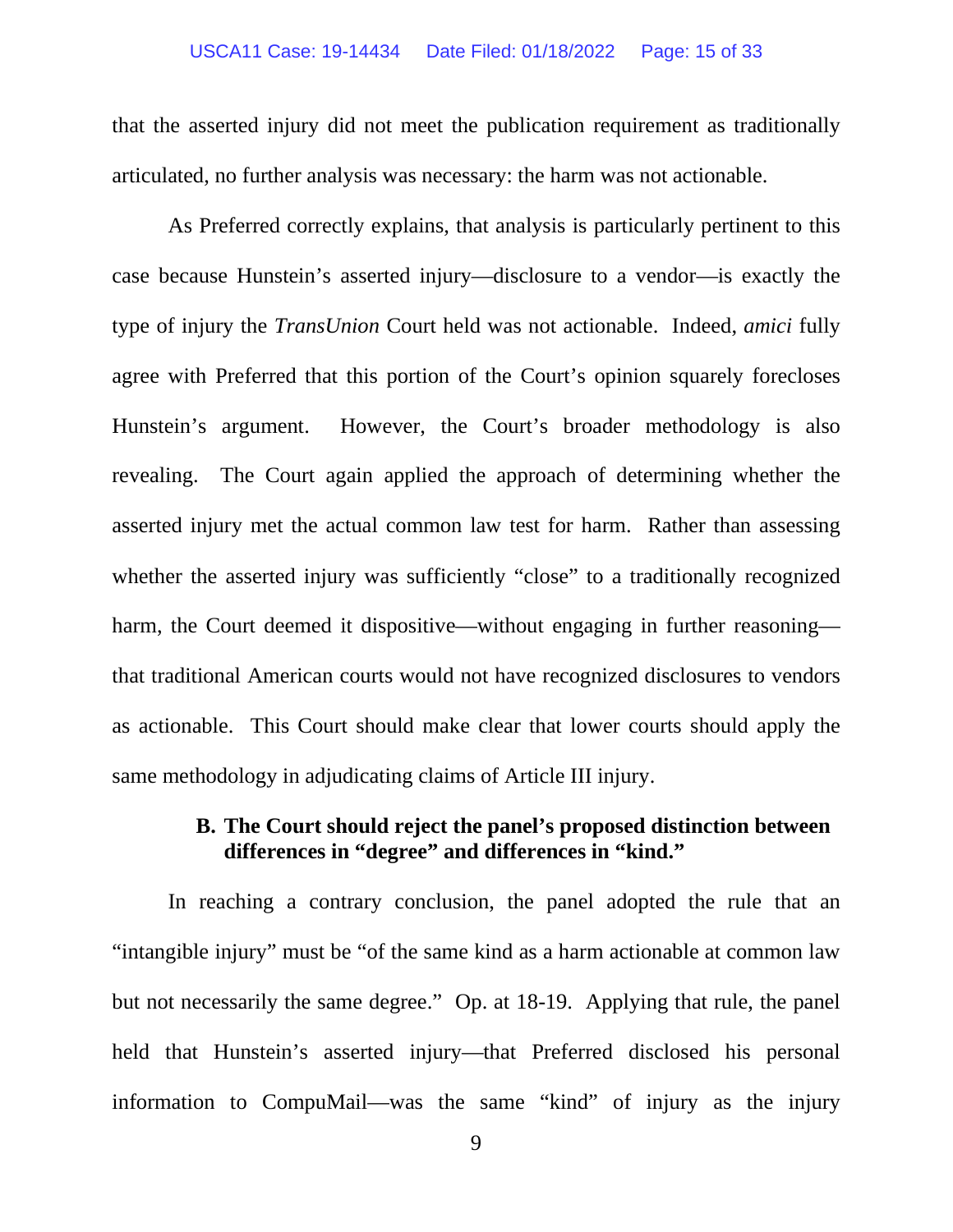that the asserted injury did not meet the publication requirement as traditionally articulated, no further analysis was necessary: the harm was not actionable.

As Preferred correctly explains, that analysis is particularly pertinent to this case because Hunstein's asserted injury—disclosure to a vendor—is exactly the type of injury the *TransUnion* Court held was not actionable. Indeed, *amici* fully agree with Preferred that this portion of the Court's opinion squarely forecloses Hunstein's argument. However, the Court's broader methodology is also revealing. The Court again applied the approach of determining whether the asserted injury met the actual common law test for harm. Rather than assessing whether the asserted injury was sufficiently "close" to a traditionally recognized harm, the Court deemed it dispositive—without engaging in further reasoning—that traditional American courts would not have recognized disclosures to vendors as actionable. This Court should make clear that lower courts should apply the same methodology in adjudicating claims of Article III injury.

### B. The Court should reject the panel's proposed distinction between differences in "degree" and differences in "kind."

In reaching a contrary conclusion, the panel adopted the rule that an "intangible injury" must be "of the same kind as a harm actionable at common law but not necessarily the same degree." Op. at 18-19. Applying that rule, the panel held that Hunstein's asserted injury—that Preferred disclosed his personal information to CompuMail—was the same "kind" of injury as the injury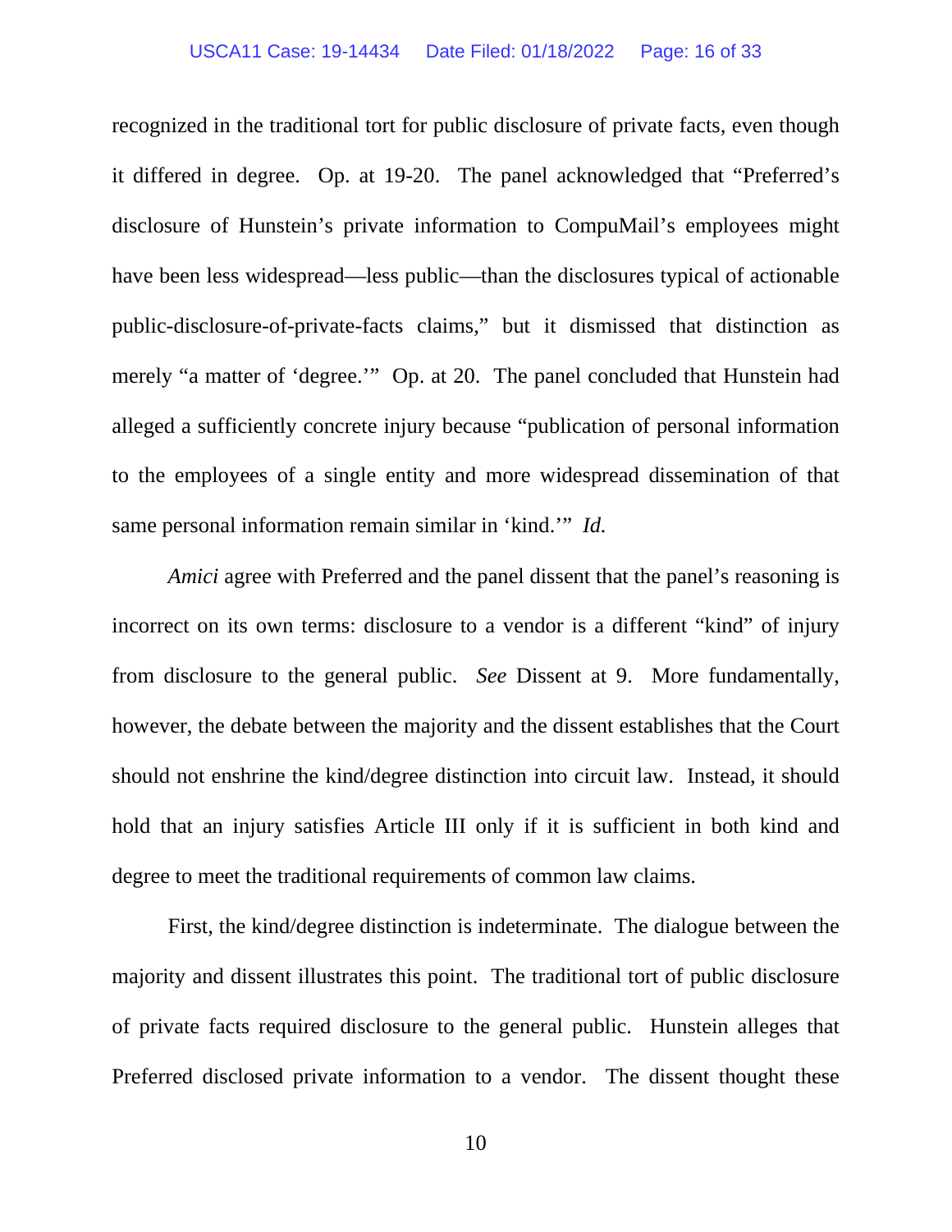recognized in the traditional tort for public disclosure of private facts, even though it differed in degree. Op. at 19-20. The panel acknowledged that "Preferred's disclosure of Hunstein's private information to CompuMail's employees might have been less widespread—less public—than the disclosures typical of actionable public-disclosure-of-private-facts claims," but it dismissed that distinction as merely "a matter of 'degree.'" Op. at 20. The panel concluded that Hunstein had alleged a sufficiently concrete injury because "publication of personal information to the employees of a single entity and more widespread dissemination of that same personal information remain similar in 'kind.'" *Id.*

*Amici* agree with Preferred and the panel dissent that the panel's reasoning is incorrect on its own terms: disclosure to a vendor is a different "kind" of injury from disclosure to the general public. *See* Dissent at 9. More fundamentally, however, the debate between the majority and the dissent establishes that the Court should not enshrine the kind/degree distinction into circuit law. Instead, it should hold that an injury satisfies Article III only if it is sufficient in both kind and degree to meet the traditional requirements of common law claims.

First, the kind/degree distinction is indeterminate. The dialogue between the majority and dissent illustrates this point. The traditional tort of public disclosure of private facts required disclosure to the general public. Hunstein alleges that Preferred disclosed private information to a vendor. The dissent thought these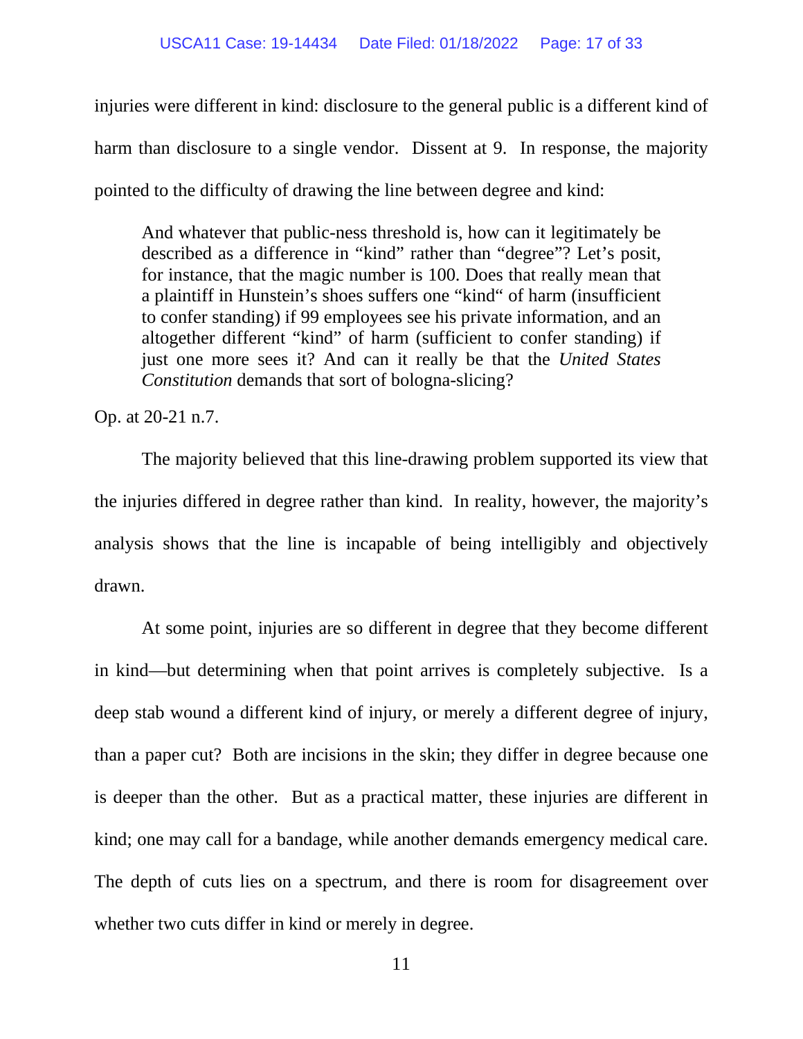injuries were different in kind: disclosure to the general public is a different kind of harm than disclosure to a single vendor. Dissent at 9. In response, the majority pointed to the difficulty of drawing the line between degree and kind:

> And whatever that public-ness threshold is, how can it legitimately be described as a difference in "kind" rather than "degree"? Let's posit, for instance, that the magic number is 100. Does that really mean that a plaintiff in Hunstein's shoes suffers one "kind" of harm (insufficient to confer standing) if 99 employees see his private information, and an altogether different "kind" of harm (sufficient to confer standing) if just one more sees it? And can it really be that the *United States Constitution* demands that sort of bologna-slicing?

Op. at 20-21 n.7.

The majority believed that this line-drawing problem supported its view that the injuries differed in degree rather than kind. In reality, however, the majority's analysis shows that the line is incapable of being intelligibly and objectively drawn.

At some point, injuries are so different in degree that they become different in kind—but determining when that point arrives is completely subjective. Is a deep stab wound a different kind of injury, or merely a different degree of injury, than a paper cut? Both are incisions in the skin; they differ in degree because one is deeper than the other. But as a practical matter, these injuries are different in kind; one may call for a bandage, while another demands emergency medical care. The depth of cuts lies on a spectrum, and there is room for disagreement over whether two cuts differ in kind or merely in degree.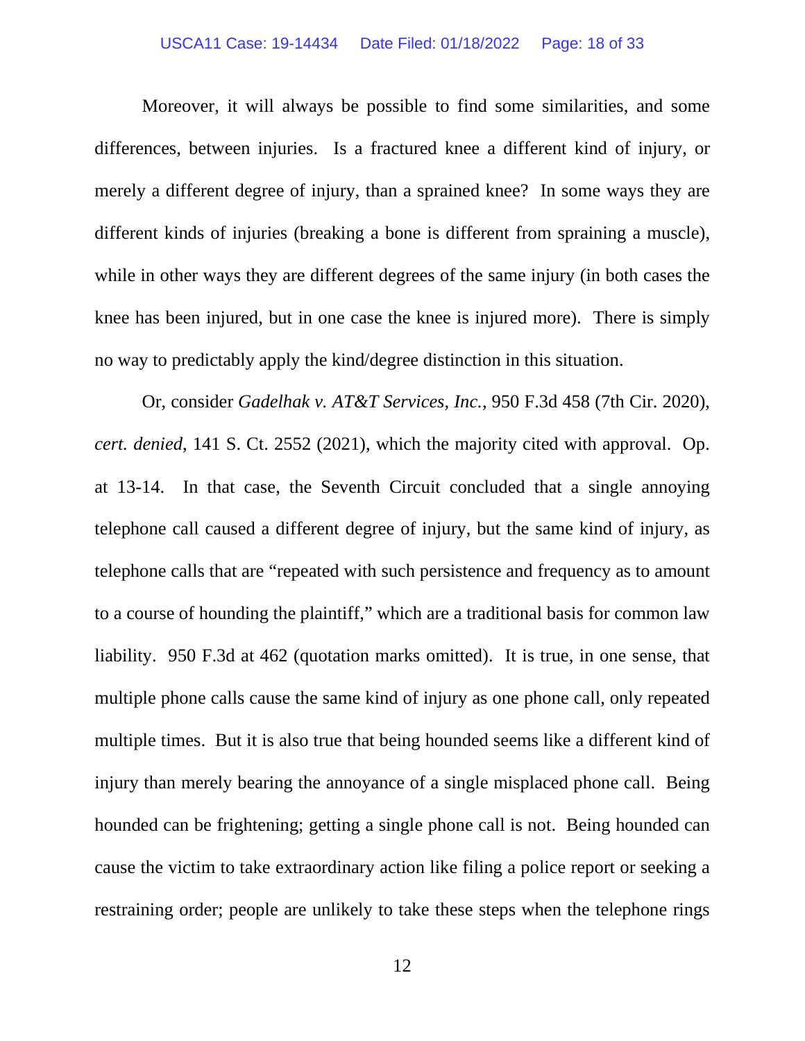Moreover, it will always be possible to find some similarities, and some differences, between injuries. Is a fractured knee a different kind of injury, or merely a different degree of injury, than a sprained knee? In some ways they are different kinds of injuries (breaking a bone is different from spraining a muscle), while in other ways they are different degrees of the same injury (in both cases the knee has been injured, but in one case the knee is injured more). There is simply no way to predictably apply the kind/degree distinction in this situation.

Or, consider *Gadelhak v. AT&T Services, Inc.*, 950 F.3d 458 (7th Cir. 2020), *cert. denied*, 141 S. Ct. 2552 (2021), which the majority cited with approval. Op. at 13-14. In that case, the Seventh Circuit concluded that a single annoying telephone call caused a different degree of injury, but the same kind of injury, as telephone calls that are "repeated with such persistence and frequency as to amount to a course of hounding the plaintiff," which are a traditional basis for common law liability. 950 F.3d at 462 (quotation marks omitted). It is true, in one sense, that multiple phone calls cause the same kind of injury as one phone call, only repeated multiple times. But it is also true that being hounded seems like a different kind of injury than merely bearing the annoyance of a single misplaced phone call. Being hounded can be frightening; getting a single phone call is not. Being hounded can cause the victim to take extraordinary action like filing a police report or seeking a restraining order; people are unlikely to take these steps when the telephone rings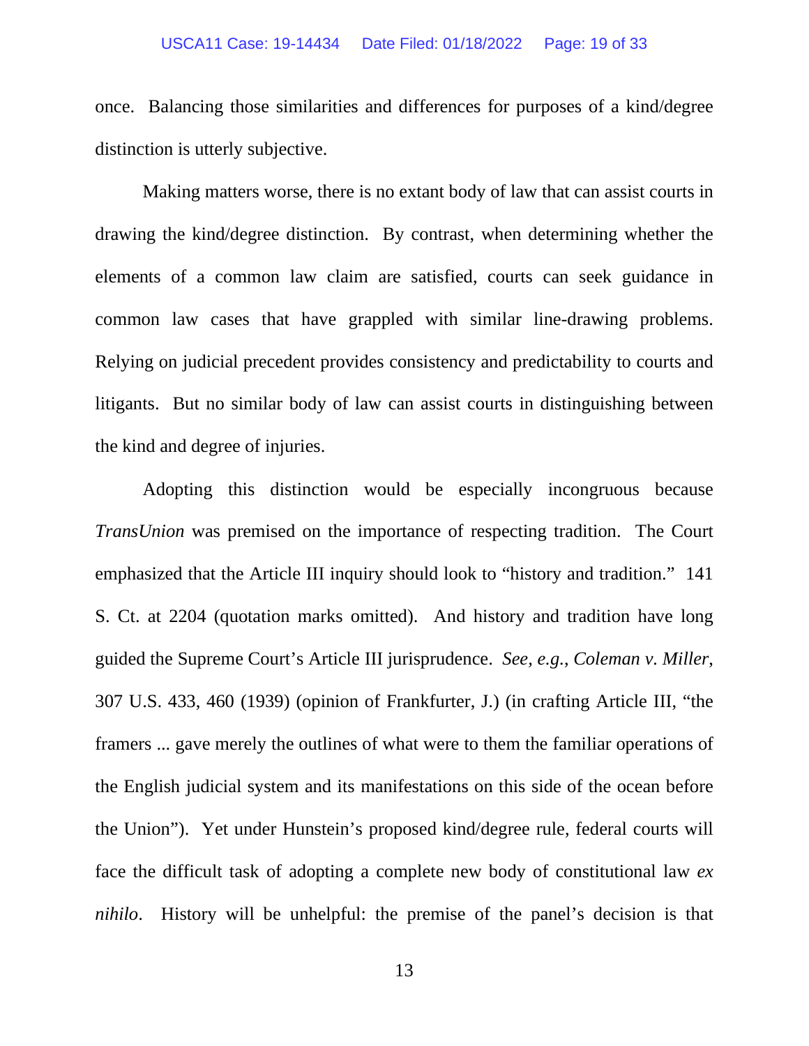once. Balancing those similarities and differences for purposes of a kind/degree distinction is utterly subjective.

Making matters worse, there is no extant body of law that can assist courts in drawing the kind/degree distinction. By contrast, when determining whether the elements of a common law claim are satisfied, courts can seek guidance in common law cases that have grappled with similar line-drawing problems. Relying on judicial precedent provides consistency and predictability to courts and litigants. But no similar body of law can assist courts in distinguishing between the kind and degree of injuries.

Adopting this distinction would be especially incongruous because *TransUnion* was premised on the importance of respecting tradition. The Court emphasized that the Article III inquiry should look to "history and tradition." 141 S. Ct. at 2204 (quotation marks omitted). And history and tradition have long guided the Supreme Court's Article III jurisprudence. *See, e.g.*, *Coleman v. Miller*, 307 U.S. 433, 460 (1939) (opinion of Frankfurter, J.) (in crafting Article III, "the framers ... gave merely the outlines of what were to them the familiar operations of the English judicial system and its manifestations on this side of the ocean before the Union"). Yet under Hunstein's proposed kind/degree rule, federal courts will face the difficult task of adopting a complete new body of constitutional law *ex nihilo*. History will be unhelpful: the premise of the panel's decision is that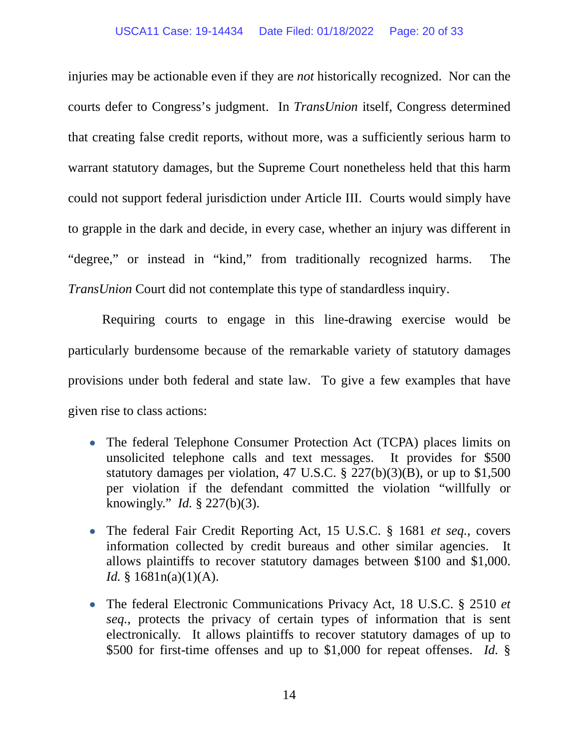injuries may be actionable even if they are *not* historically recognized. Nor can the courts defer to Congress's judgment. In *TransUnion* itself, Congress determined that creating false credit reports, without more, was a sufficiently serious harm to warrant statutory damages, but the Supreme Court nonetheless held that this harm could not support federal jurisdiction under Article III. Courts would simply have to grapple in the dark and decide, in every case, whether an injury was different in "degree," or instead in "kind," from traditionally recognized harms. The *TransUnion* Court did not contemplate this type of standardless inquiry.

Requiring courts to engage in this line-drawing exercise would be particularly burdensome because of the remarkable variety of statutory damages provisions under both federal and state law. To give a few examples that have given rise to class actions:

- The federal Telephone Consumer Protection Act (TCPA) places limits on unsolicited telephone calls and text messages. It provides for $500 statutory damages per violation, 47 U.S.C. § 227(b)(3)(B), or up to $1,500 per violation if the defendant committed the violation "willfully or knowingly." *Id.* § 227(b)(3).

- The federal Fair Credit Reporting Act, 15 U.S.C. § 1681 *et seq.*, covers information collected by credit bureaus and other similar agencies. It allows plaintiffs to recover statutory damages between $100 and $1,000. *Id.* § 1681n(a)(1)(A).

- The federal Electronic Communications Privacy Act, 18 U.S.C. § 2510 *et seq.*, protects the privacy of certain types of information that is sent electronically. It allows plaintiffs to recover statutory damages of up to $500 for first-time offenses and up to $1,000 for repeat offenses. *Id.* §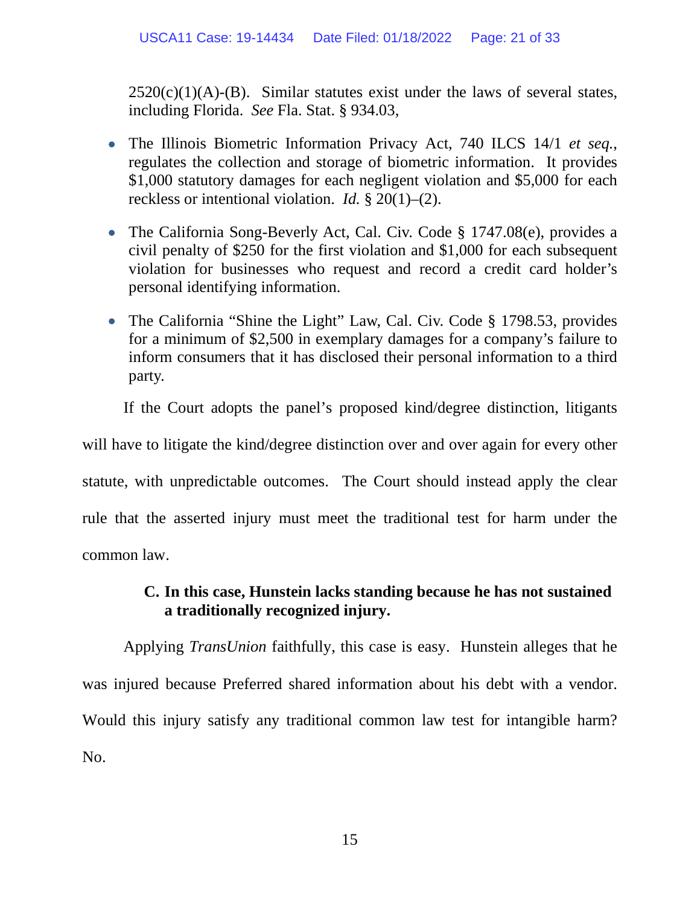2520(c)(1)(A)-(B). Similar statutes exist under the laws of several states, including Florida. *See* Fla. Stat. § 934.03,

- The Illinois Biometric Information Privacy Act, 740 ILCS 14/1 *et seq.*, regulates the collection and storage of biometric information. It provides $1,000 statutory damages for each negligent violation and $5,000 for each reckless or intentional violation. *Id.* § 20(1)–(2).

- The California Song-Beverly Act, Cal. Civ. Code § 1747.08(e), provides a civil penalty of $250 for the first violation and $1,000 for each subsequent violation for businesses who request and record a credit card holder's personal identifying information.

- The California "Shine the Light" Law, Cal. Civ. Code § 1798.53, provides for a minimum of $2,500 in exemplary damages for a company's failure to inform consumers that it has disclosed their personal information to a third party.

If the Court adopts the panel's proposed kind/degree distinction, litigants will have to litigate the kind/degree distinction over and over again for every other statute, with unpredictable outcomes. The Court should instead apply the clear rule that the asserted injury must meet the traditional test for harm under the common law.

### C. In this case, Hunstein lacks standing because he has not sustained a traditionally recognized injury.

Applying *TransUnion* faithfully, this case is easy. Hunstein alleges that he was injured because Preferred shared information about his debt with a vendor. Would this injury satisfy any traditional common law test for intangible harm? No.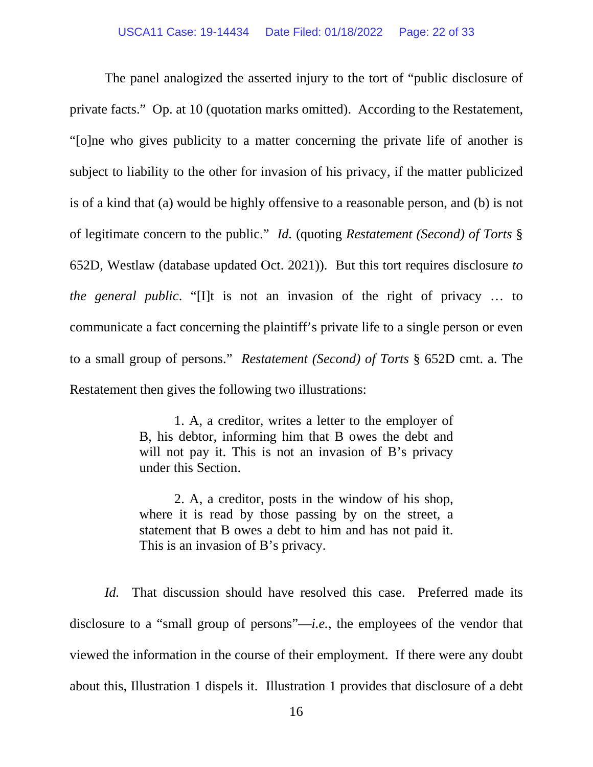The panel analogized the asserted injury to the tort of "public disclosure of private facts." Op. at 10 (quotation marks omitted). According to the Restatement, "[o]ne who gives publicity to a matter concerning the private life of another is subject to liability to the other for invasion of his privacy, if the matter publicized is of a kind that (a) would be highly offensive to a reasonable person, and (b) is not of legitimate concern to the public." *Id.* (quoting *Restatement (Second) of Torts* § 652D, Westlaw (database updated Oct. 2021)). But this tort requires disclosure *to the general public*. "[I]t is not an invasion of the right of privacy … to communicate a fact concerning the plaintiff's private life to a single person or even to a small group of persons." *Restatement (Second) of Torts* § 652D cmt. a. The Restatement then gives the following two illustrations:

> 1. A, a creditor, writes a letter to the employer of B, his debtor, informing him that B owes the debt and will not pay it. This is not an invasion of B's privacy under this Section.
>
> 2. A, a creditor, posts in the window of his shop, where it is read by those passing by on the street, a statement that B owes a debt to him and has not paid it. This is an invasion of B's privacy.

*Id.* That discussion should have resolved this case. Preferred made its disclosure to a "small group of persons"—*i.e.*, the employees of the vendor that viewed the information in the course of their employment. If there were any doubt about this, Illustration 1 dispels it. Illustration 1 provides that disclosure of a debt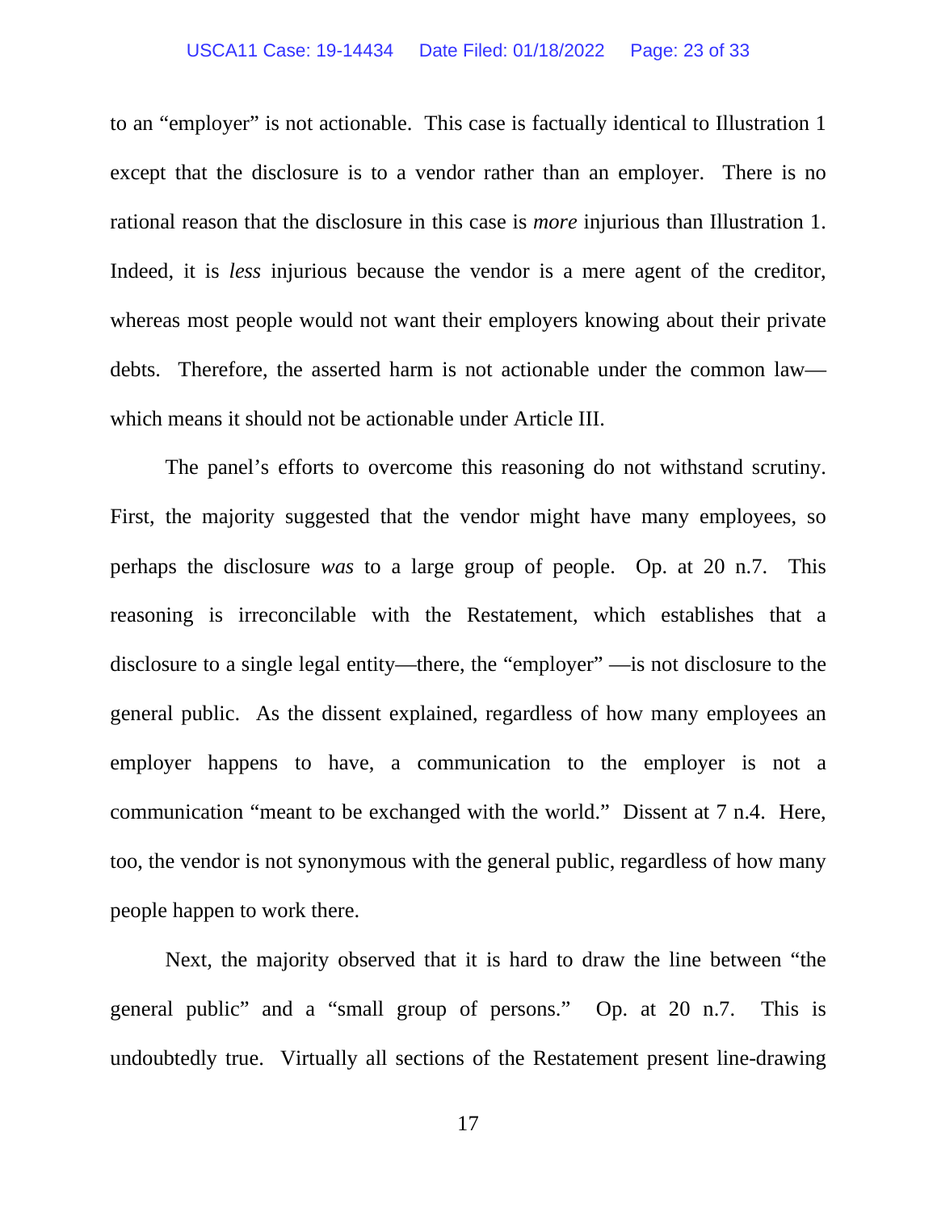to an "employer" is not actionable. This case is factually identical to Illustration 1 except that the disclosure is to a vendor rather than an employer. There is no rational reason that the disclosure in this case is *more* injurious than Illustration 1. Indeed, it is *less* injurious because the vendor is a mere agent of the creditor, whereas most people would not want their employers knowing about their private debts. Therefore, the asserted harm is not actionable under the common law—which means it should not be actionable under Article III.

The panel's efforts to overcome this reasoning do not withstand scrutiny. First, the majority suggested that the vendor might have many employees, so perhaps the disclosure *was* to a large group of people. Op. at 20 n.7. This reasoning is irreconcilable with the Restatement, which establishes that a disclosure to a single legal entity—there, the "employer" —is not disclosure to the general public. As the dissent explained, regardless of how many employees an employer happens to have, a communication to the employer is not a communication "meant to be exchanged with the world." Dissent at 7 n.4. Here, too, the vendor is not synonymous with the general public, regardless of how many people happen to work there.

Next, the majority observed that it is hard to draw the line between "the general public" and a "small group of persons." Op. at 20 n.7. This is undoubtedly true. Virtually all sections of the Restatement present line-drawing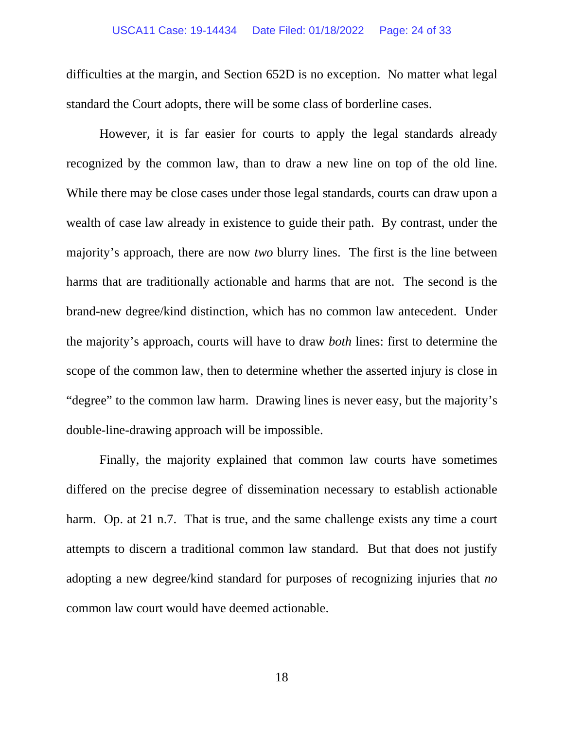difficulties at the margin, and Section 652D is no exception. No matter what legal standard the Court adopts, there will be some class of borderline cases.

However, it is far easier for courts to apply the legal standards already recognized by the common law, than to draw a new line on top of the old line. While there may be close cases under those legal standards, courts can draw upon a wealth of case law already in existence to guide their path. By contrast, under the majority's approach, there are now *two* blurry lines. The first is the line between harms that are traditionally actionable and harms that are not. The second is the brand-new degree/kind distinction, which has no common law antecedent. Under the majority's approach, courts will have to draw *both* lines: first to determine the scope of the common law, then to determine whether the asserted injury is close in "degree" to the common law harm. Drawing lines is never easy, but the majority's double-line-drawing approach will be impossible.

Finally, the majority explained that common law courts have sometimes differed on the precise degree of dissemination necessary to establish actionable harm. Op. at 21 n.7. That is true, and the same challenge exists any time a court attempts to discern a traditional common law standard. But that does not justify adopting a new degree/kind standard for purposes of recognizing injuries that *no* common law court would have deemed actionable.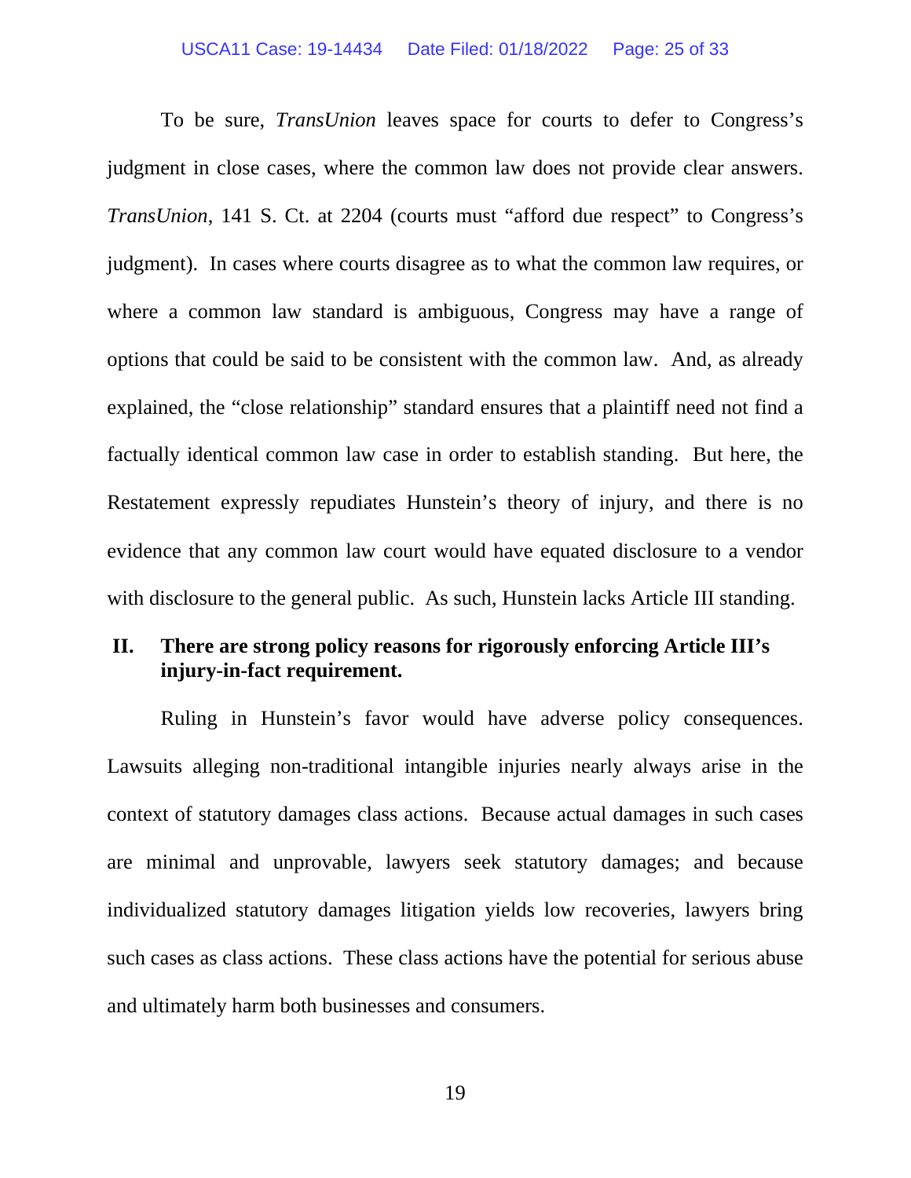To be sure, *TransUnion* leaves space for courts to defer to Congress's judgment in close cases, where the common law does not provide clear answers. *TransUnion*, 141 S. Ct. at 2204 (courts must "afford due respect" to Congress's judgment). In cases where courts disagree as to what the common law requires, or where a common law standard is ambiguous, Congress may have a range of options that could be said to be consistent with the common law. And, as already explained, the "close relationship" standard ensures that a plaintiff need not find a factually identical common law case in order to establish standing. But here, the Restatement expressly repudiates Hunstein's theory of injury, and there is no evidence that any common law court would have equated disclosure to a vendor with disclosure to the general public. As such, Hunstein lacks Article III standing.

## II. There are strong policy reasons for rigorously enforcing Article III's injury-in-fact requirement.

Ruling in Hunstein's favor would have adverse policy consequences. Lawsuits alleging non-traditional intangible injuries nearly always arise in the context of statutory damages class actions. Because actual damages in such cases are minimal and unprovable, lawyers seek statutory damages; and because individualized statutory damages litigation yields low recoveries, lawyers bring such cases as class actions. These class actions have the potential for serious abuse and ultimately harm both businesses and consumers.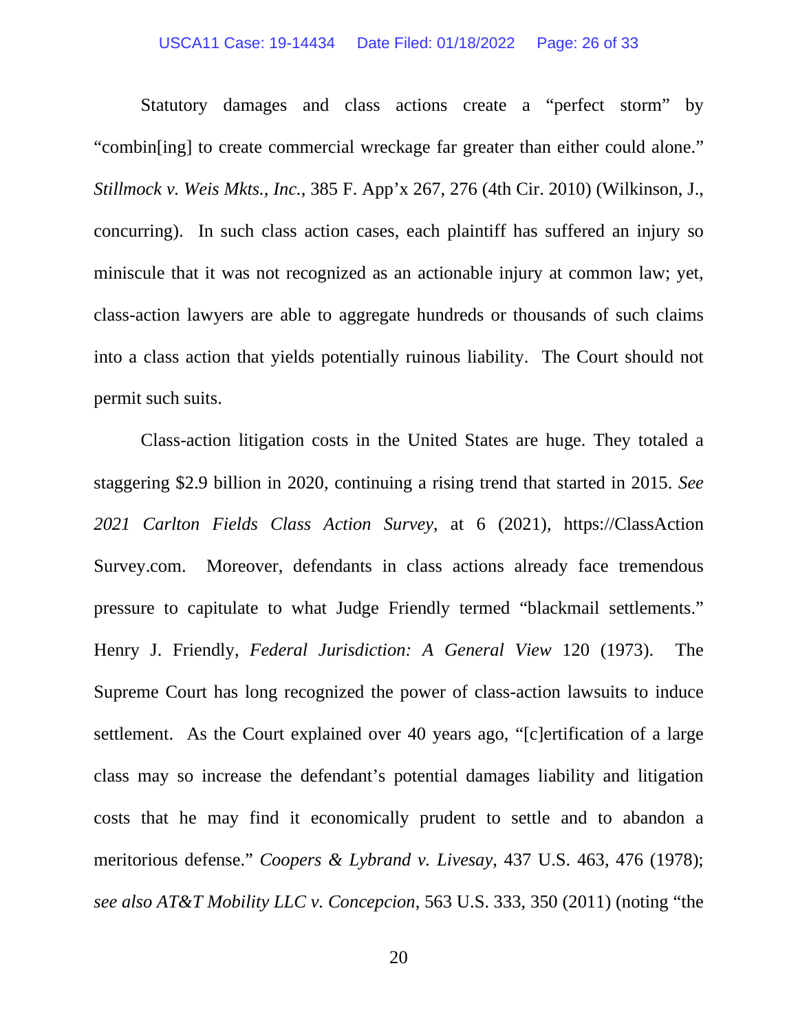Statutory damages and class actions create a "perfect storm" by "combin[ing] to create commercial wreckage far greater than either could alone." *Stillmock v. Weis Mkts., Inc.*, 385 F. App'x 267, 276 (4th Cir. 2010) (Wilkinson, J., concurring). In such class action cases, each plaintiff has suffered an injury so miniscule that it was not recognized as an actionable injury at common law; yet, class-action lawyers are able to aggregate hundreds or thousands of such claims into a class action that yields potentially ruinous liability. The Court should not permit such suits.

Class-action litigation costs in the United States are huge. They totaled a staggering $2.9 billion in 2020, continuing a rising trend that started in 2015. *See 2021 Carlton Fields Class Action Survey*, at 6 (2021), https://ClassActionSurvey.com. Moreover, defendants in class actions already face tremendous pressure to capitulate to what Judge Friendly termed "blackmail settlements." Henry J. Friendly, *Federal Jurisdiction: A General View* 120 (1973). The Supreme Court has long recognized the power of class-action lawsuits to induce settlement. As the Court explained over 40 years ago, "[c]ertification of a large class may so increase the defendant's potential damages liability and litigation costs that he may find it economically prudent to settle and to abandon a meritorious defense." *Coopers & Lybrand v. Livesay*, 437 U.S. 463, 476 (1978); *see also AT&T Mobility LLC v. Concepcion*, 563 U.S. 333, 350 (2011) (noting "the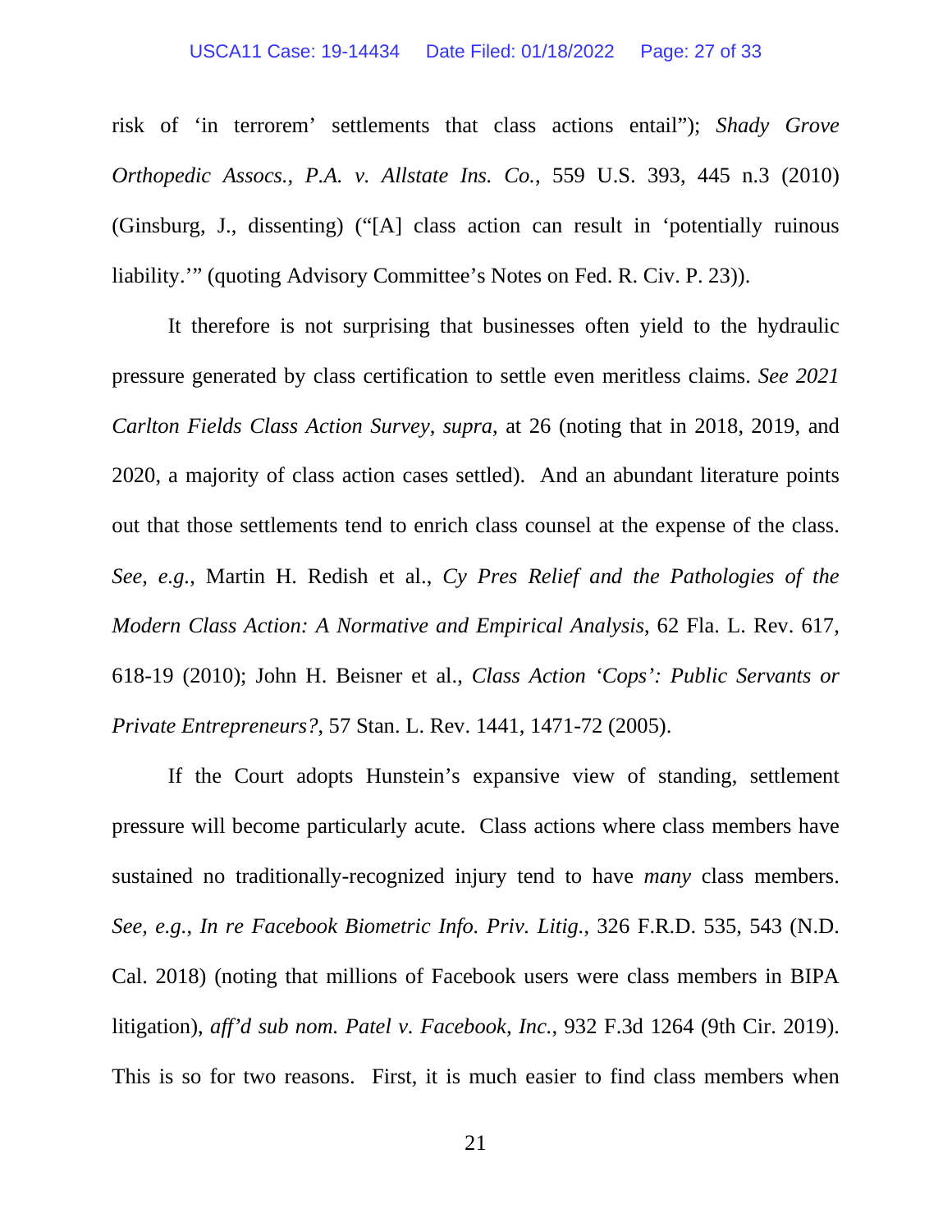risk of 'in terrorem' settlements that class actions entail"); *Shady Grove Orthopedic Assocs., P.A. v. Allstate Ins. Co.*, 559 U.S. 393, 445 n.3 (2010) (Ginsburg, J., dissenting) ("[A] class action can result in 'potentially ruinous liability.'" (quoting Advisory Committee's Notes on Fed. R. Civ. P. 23)).

It therefore is not surprising that businesses often yield to the hydraulic pressure generated by class certification to settle even meritless claims. *See 2021 Carlton Fields Class Action Survey*, *supra*, at 26 (noting that in 2018, 2019, and 2020, a majority of class action cases settled). And an abundant literature points out that those settlements tend to enrich class counsel at the expense of the class. *See, e.g.*, Martin H. Redish et al., *Cy Pres Relief and the Pathologies of the Modern Class Action: A Normative and Empirical Analysis*, 62 Fla. L. Rev. 617, 618-19 (2010); John H. Beisner et al., *Class Action 'Cops': Public Servants or Private Entrepreneurs?*, 57 Stan. L. Rev. 1441, 1471-72 (2005).

If the Court adopts Hunstein's expansive view of standing, settlement pressure will become particularly acute. Class actions where class members have sustained no traditionally-recognized injury tend to have *many* class members. *See, e.g.*, *In re Facebook Biometric Info. Priv. Litig.*, 326 F.R.D. 535, 543 (N.D. Cal. 2018) (noting that millions of Facebook users were class members in BIPA litigation), *aff'd sub nom. Patel v. Facebook, Inc.*, 932 F.3d 1264 (9th Cir. 2019). This is so for two reasons. First, it is much easier to find class members when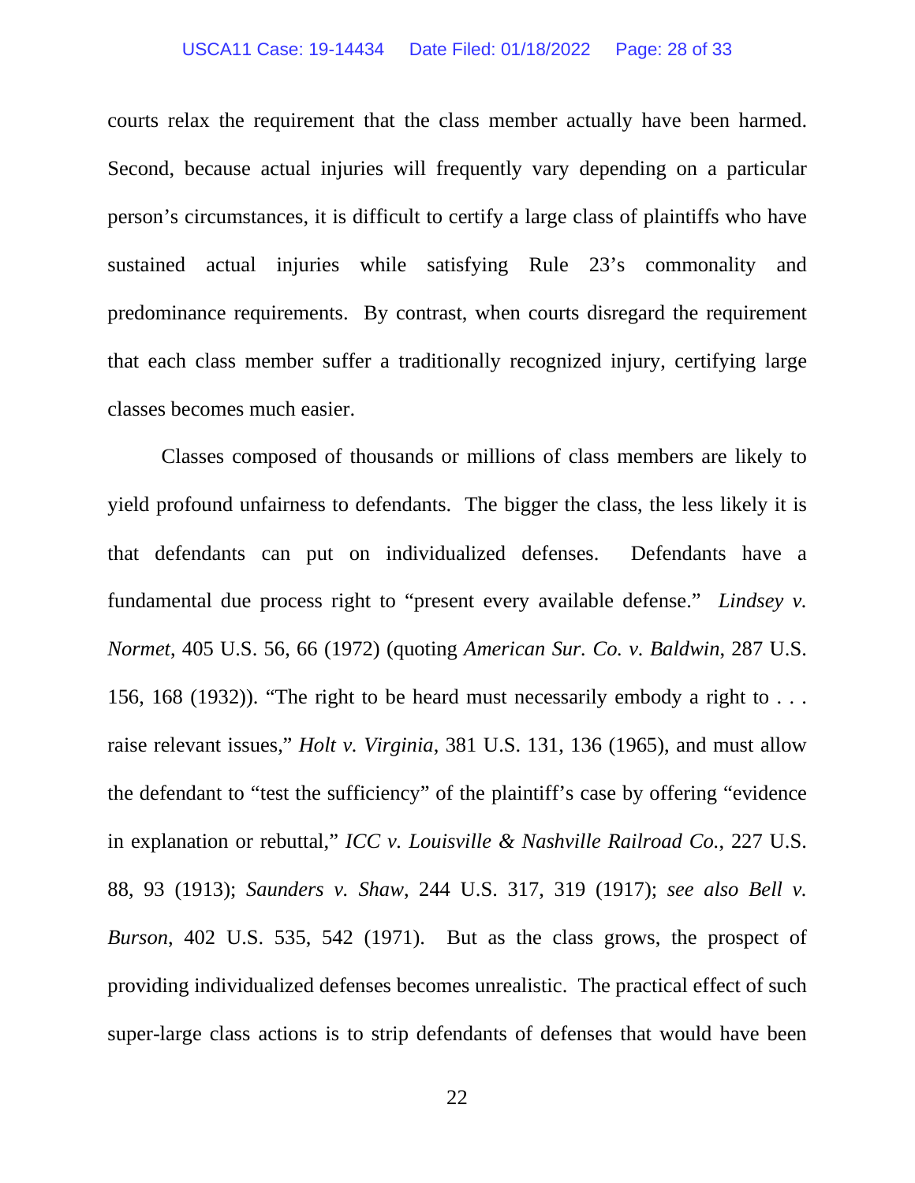courts relax the requirement that the class member actually have been harmed. Second, because actual injuries will frequently vary depending on a particular person's circumstances, it is difficult to certify a large class of plaintiffs who have sustained actual injuries while satisfying Rule 23's commonality and predominance requirements. By contrast, when courts disregard the requirement that each class member suffer a traditionally recognized injury, certifying large classes becomes much easier.

Classes composed of thousands or millions of class members are likely to yield profound unfairness to defendants. The bigger the class, the less likely it is that defendants can put on individualized defenses. Defendants have a fundamental due process right to "present every available defense." *Lindsey v. Normet*, 405 U.S. 56, 66 (1972) (quoting *American Sur. Co. v. Baldwin*, 287 U.S. 156, 168 (1932)). "The right to be heard must necessarily embody a right to . . . raise relevant issues," *Holt v. Virginia*, 381 U.S. 131, 136 (1965), and must allow the defendant to "test the sufficiency" of the plaintiff's case by offering "evidence in explanation or rebuttal," *ICC v. Louisville & Nashville Railroad Co.*, 227 U.S. 88, 93 (1913); *Saunders v. Shaw*, 244 U.S. 317, 319 (1917); *see also Bell v. Burson*, 402 U.S. 535, 542 (1971). But as the class grows, the prospect of providing individualized defenses becomes unrealistic. The practical effect of such super-large class actions is to strip defendants of defenses that would have been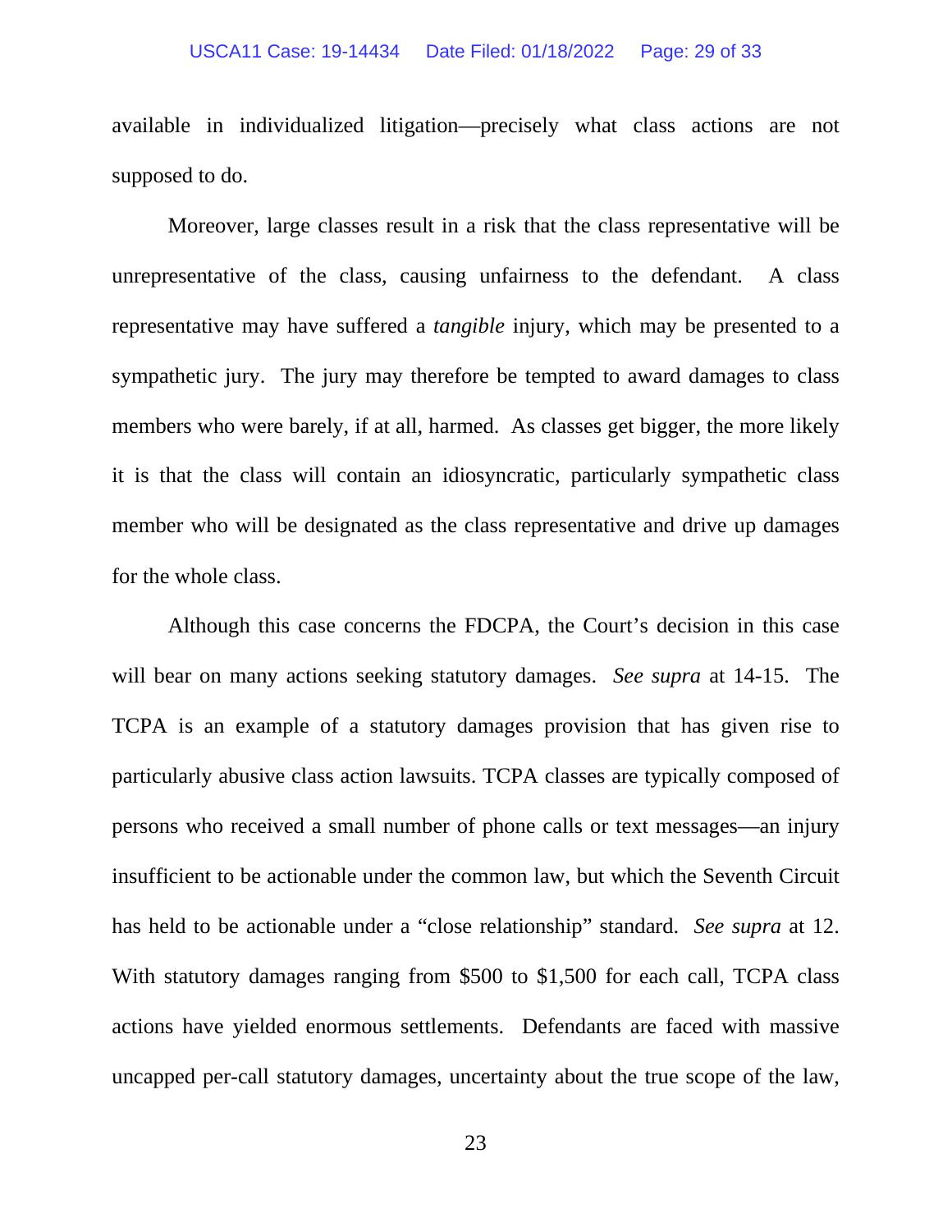available in individualized litigation—precisely what class actions are not supposed to do.

Moreover, large classes result in a risk that the class representative will be unrepresentative of the class, causing unfairness to the defendant. A class representative may have suffered a *tangible* injury, which may be presented to a sympathetic jury. The jury may therefore be tempted to award damages to class members who were barely, if at all, harmed. As classes get bigger, the more likely it is that the class will contain an idiosyncratic, particularly sympathetic class member who will be designated as the class representative and drive up damages for the whole class.

Although this case concerns the FDCPA, the Court's decision in this case will bear on many actions seeking statutory damages. *See supra* at 14-15. The TCPA is an example of a statutory damages provision that has given rise to particularly abusive class action lawsuits. TCPA classes are typically composed of persons who received a small number of phone calls or text messages—an injury insufficient to be actionable under the common law, but which the Seventh Circuit has held to be actionable under a "close relationship" standard. *See supra* at 12. With statutory damages ranging from $500 to $1,500 for each call, TCPA class actions have yielded enormous settlements. Defendants are faced with massive uncapped per-call statutory damages, uncertainty about the true scope of the law,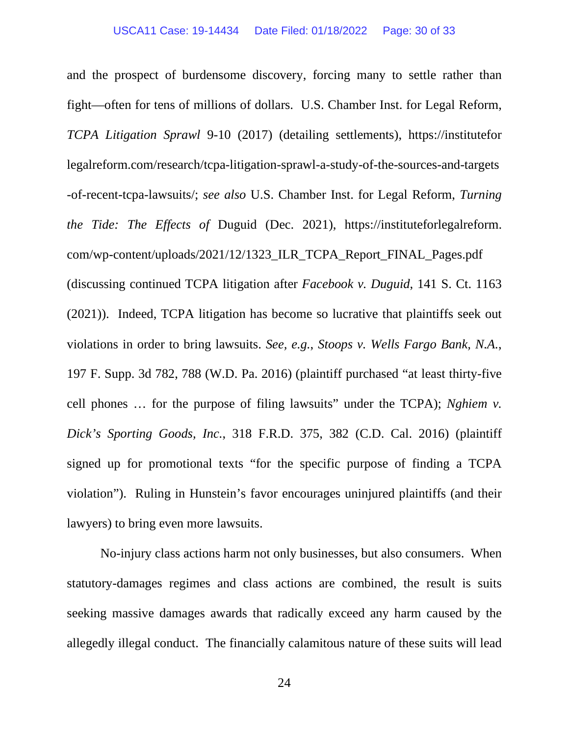and the prospect of burdensome discovery, forcing many to settle rather than fight—often for tens of millions of dollars. U.S. Chamber Inst. for Legal Reform, *TCPA Litigation Sprawl* 9-10 (2017) (detailing settlements), https://instituteforlegalreform.com/research/tcpa-litigation-sprawl-a-study-of-the-sources-and-targets-of-recent-tcpa-lawsuits/; *see also* U.S. Chamber Inst. for Legal Reform, *Turning the Tide: The Effects of* Duguid (Dec. 2021), https://instituteforlegalreform.com/wp-content/uploads/2021/12/1323_ILR_TCPA_Report_FINAL_Pages.pdf (discussing continued TCPA litigation after *Facebook v. Duguid*, 141 S. Ct. 1163 (2021)). Indeed, TCPA litigation has become so lucrative that plaintiffs seek out violations in order to bring lawsuits. *See, e.g.*, *Stoops v. Wells Fargo Bank, N.A.*, 197 F. Supp. 3d 782, 788 (W.D. Pa. 2016) (plaintiff purchased "at least thirty-five cell phones … for the purpose of filing lawsuits" under the TCPA); *Nghiem v. Dick's Sporting Goods, Inc.*, 318 F.R.D. 375, 382 (C.D. Cal. 2016) (plaintiff signed up for promotional texts "for the specific purpose of finding a TCPA violation"). Ruling in Hunstein's favor encourages uninjured plaintiffs (and their lawyers) to bring even more lawsuits.

No-injury class actions harm not only businesses, but also consumers. When statutory-damages regimes and class actions are combined, the result is suits seeking massive damages awards that radically exceed any harm caused by the allegedly illegal conduct. The financially calamitous nature of these suits will lead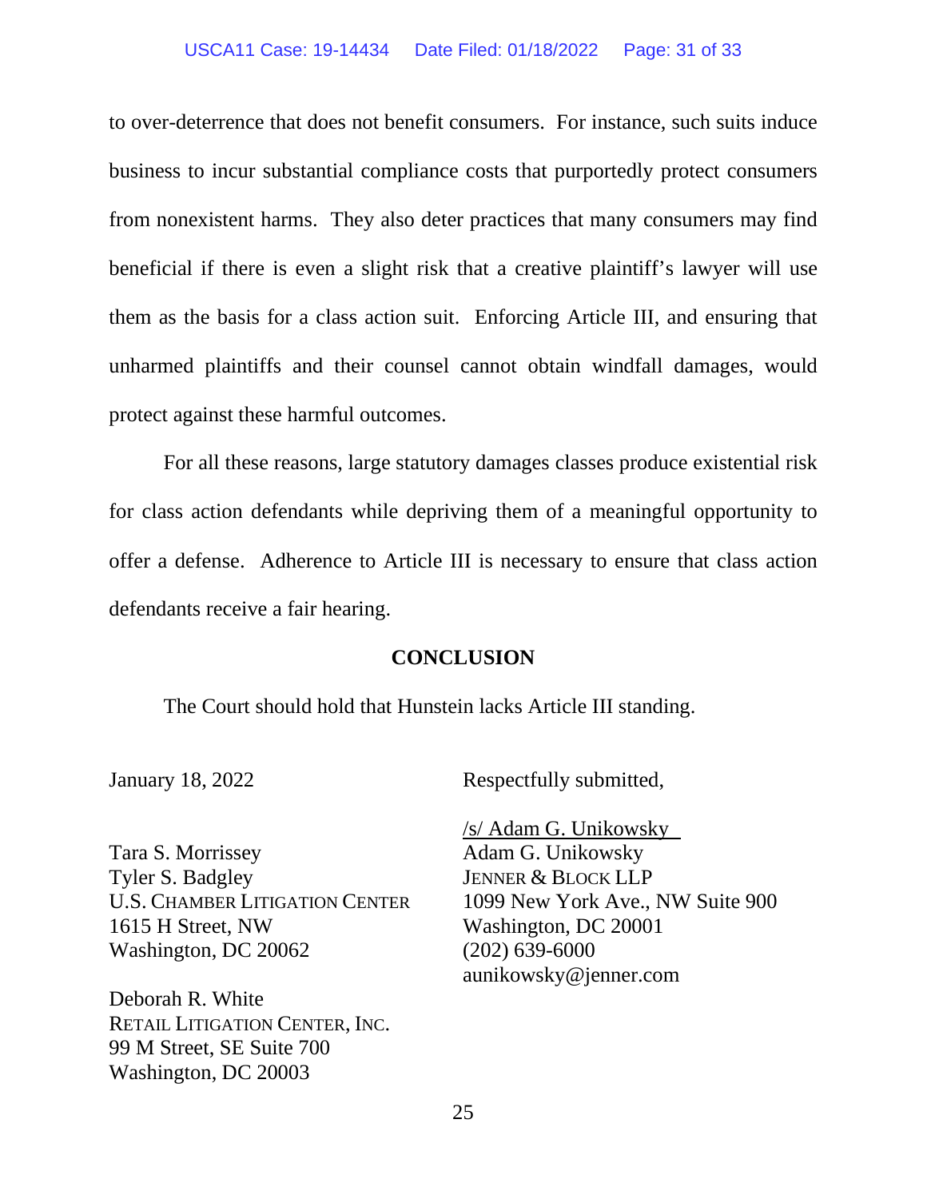to over-deterrence that does not benefit consumers. For instance, such suits induce business to incur substantial compliance costs that purportedly protect consumers from nonexistent harms. They also deter practices that many consumers may find beneficial if there is even a slight risk that a creative plaintiff's lawyer will use them as the basis for a class action suit. Enforcing Article III, and ensuring that unharmed plaintiffs and their counsel cannot obtain windfall damages, would protect against these harmful outcomes.

For all these reasons, large statutory damages classes produce existential risk for class action defendants while depriving them of a meaningful opportunity to offer a defense. Adherence to Article III is necessary to ensure that class action defendants receive a fair hearing.

## CONCLUSION

The Court should hold that Hunstein lacks Article III standing.

January 18, 2022

Respectfully submitted,

/s/ Adam G. Unikowsky  
Adam G. Unikowsky  
JENNER & BLOCK LLP  
1099 New York Ave., NW Suite 900  
Washington, DC 20001  
(202) 639-6000  
aunikowsky@jenner.com

Tara S. Morrissey  
Tyler S. Badgley  
U.S. CHAMBER LITIGATION CENTER  
1615 H Street, NW  
Washington, DC 20062

Deborah R. White  
RETAIL LITIGATION CENTER, INC.  
99 M Street, SE Suite 700  
Washington, DC 20003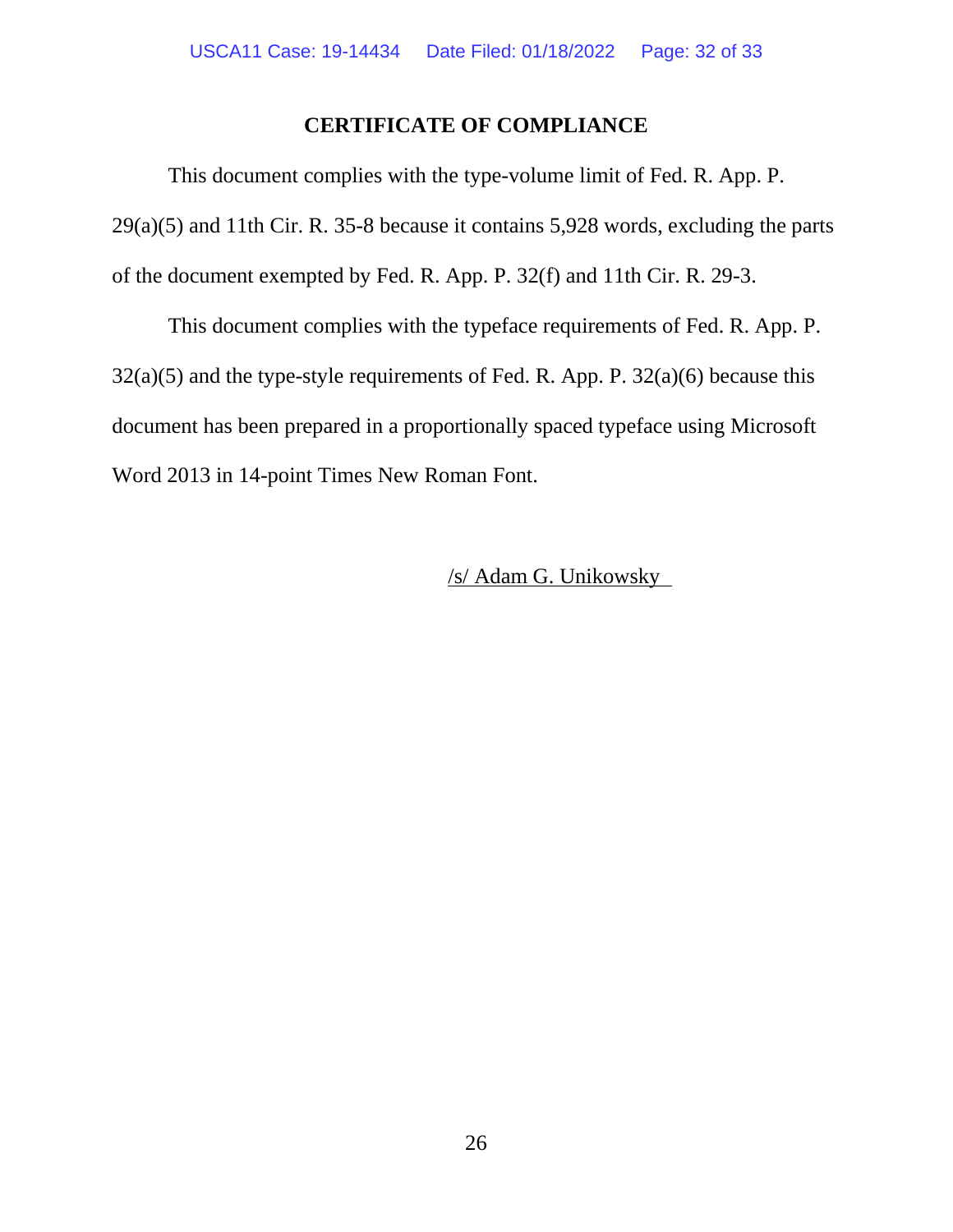## CERTIFICATE OF COMPLIANCE

This document complies with the type-volume limit of Fed. R. App. P. 29(a)(5) and 11th Cir. R. 35-8 because it contains 5,928 words, excluding the parts of the document exempted by Fed. R. App. P. 32(f) and 11th Cir. R. 29-3.

This document complies with the typeface requirements of Fed. R. App. P. 32(a)(5) and the type-style requirements of Fed. R. App. P. 32(a)(6) because this document has been prepared in a proportionally spaced typeface using Microsoft Word 2013 in 14-point Times New Roman Font.

/s/ Adam G. Unikowsky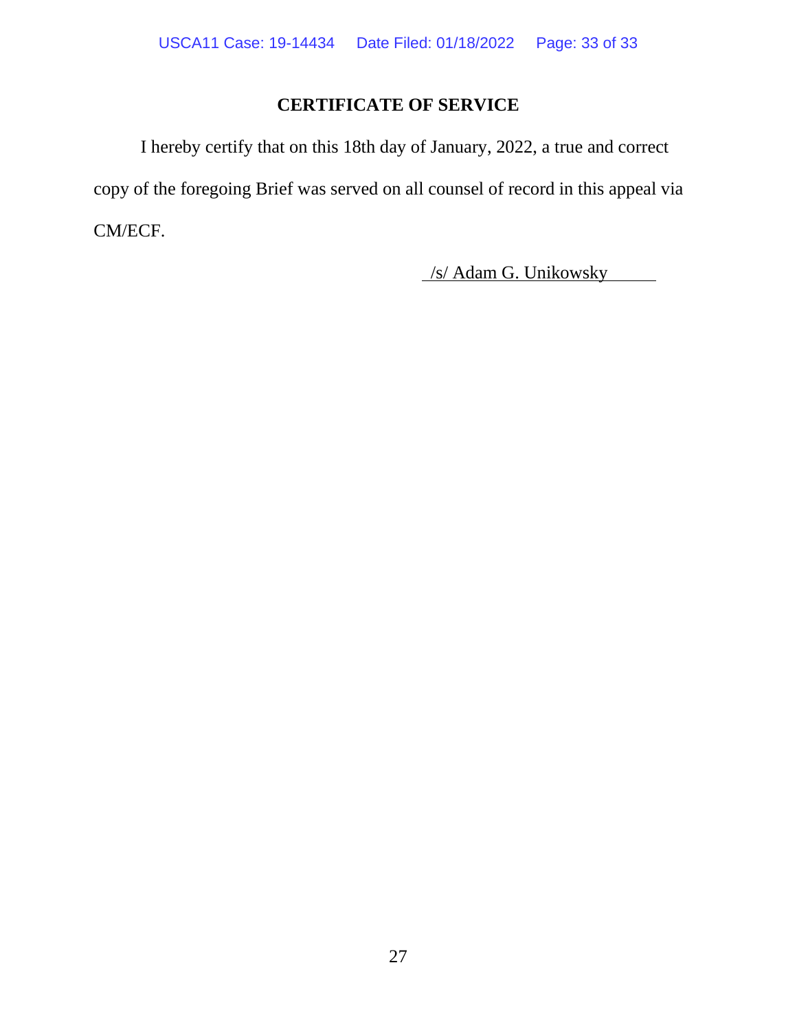## CERTIFICATE OF SERVICE

I hereby certify that on this 18th day of January, 2022, a true and correct copy of the foregoing Brief was served on all counsel of record in this appeal via CM/ECF.

/s/ Adam G. Unikowsky